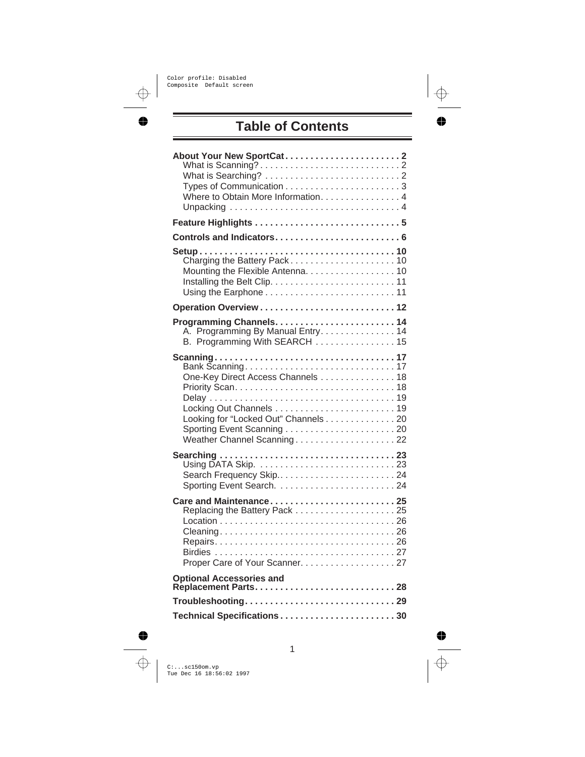# Table of Contents

**About Your New SportCat....................... 2**
- What is Scanning?............................ 2
- What is Searching? ........................... 2
- Types of Communication ....................... 3
- Where to Obtain More Information................ 4
- Unpacking .................................. 4

**Feature Highlights ............................ 5**

**Controls and Indicators......................... 6**

**Setup...................................... 10**
- Charging the Battery Pack..................... 10
- Mounting the Flexible Antenna.................. 10
- Installing the Belt Clip........................ 11
- Using the Earphone .......................... 11

**Operation Overview ........................... 12**

**Programming Channels......................... 14**
- A. Programming By Manual Entry............... 14
- B. Programming With SEARCH ................ 15

**Scanning.................................... 17**
- Bank Scanning.............................. 17
- One-Key Direct Access Channels ............... 18
- Priority Scan................................ 18
- Delay ..................................... 19
- Locking Out Channels ........................ 19
- Looking for "Locked Out" Channels .............. 20
- Sporting Event Scanning ...................... 20
- Weather Channel Scanning.................... 22

**Searching ................................... 23**
- Using DATA Skip. ........................... 23
- Search Frequency Skip........................ 24
- Sporting Event Search. ....................... 24

**Care and Maintenance......................... 25**
- Replacing the Battery Pack .................... 25
- Location ................................... 26
- Cleaning................................... 26
- Repairs.................................... 26
- Birdies .................................... 27
- Proper Care of Your Scanner................... 27

**Optional Accessories and Replacement Parts............................ 28**

**Troubleshooting.............................. 29**

**Technical Specifications....................... 30**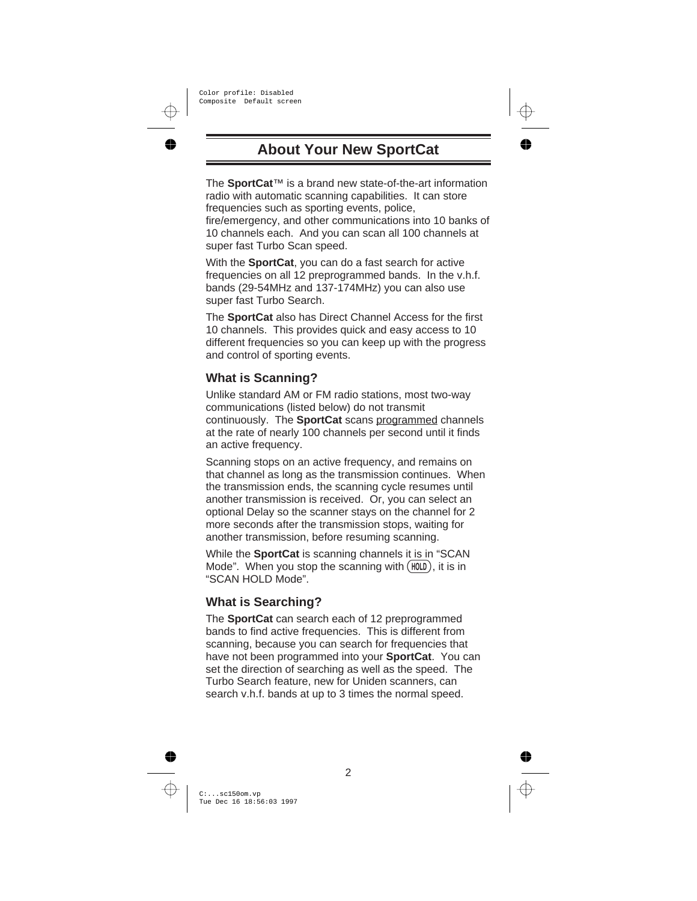# About Your New SportCat

The **SportCat**™ is a brand new state-of-the-art information radio with automatic scanning capabilities. It can store frequencies such as sporting events, police, fire/emergency, and other communications into 10 banks of 10 channels each. And you can scan all 100 channels at super fast Turbo Scan speed.

With the **SportCat**, you can do a fast search for active frequencies on all 12 preprogrammed bands. In the v.h.f. bands (29-54MHz and 137-174MHz) you can also use super fast Turbo Search.

The **SportCat** also has Direct Channel Access for the first 10 channels. This provides quick and easy access to 10 different frequencies so you can keep up with the progress and control of sporting events.

## What is Scanning?

Unlike standard AM or FM radio stations, most two-way communications (listed below) do not transmit continuously. The **SportCat** scans <u>programmed</u> channels at the rate of nearly 100 channels per second until it finds an active frequency.

Scanning stops on an active frequency, and remains on that channel as long as the transmission continues. When the transmission ends, the scanning cycle resumes until another transmission is received. Or, you can select an optional Delay so the scanner stays on the channel for 2 more seconds after the transmission stops, waiting for another transmission, before resuming scanning.

While the **SportCat** is scanning channels it is in "SCAN Mode". When you stop the scanning with (HOLD), it is in "SCAN HOLD Mode".

## What is Searching?

The **SportCat** can search each of 12 preprogrammed bands to find active frequencies. This is different from scanning, because you can search for frequencies that have not been programmed into your **SportCat**. You can set the direction of searching as well as the speed. The Turbo Search feature, new for Uniden scanners, can search v.h.f. bands at up to 3 times the normal speed.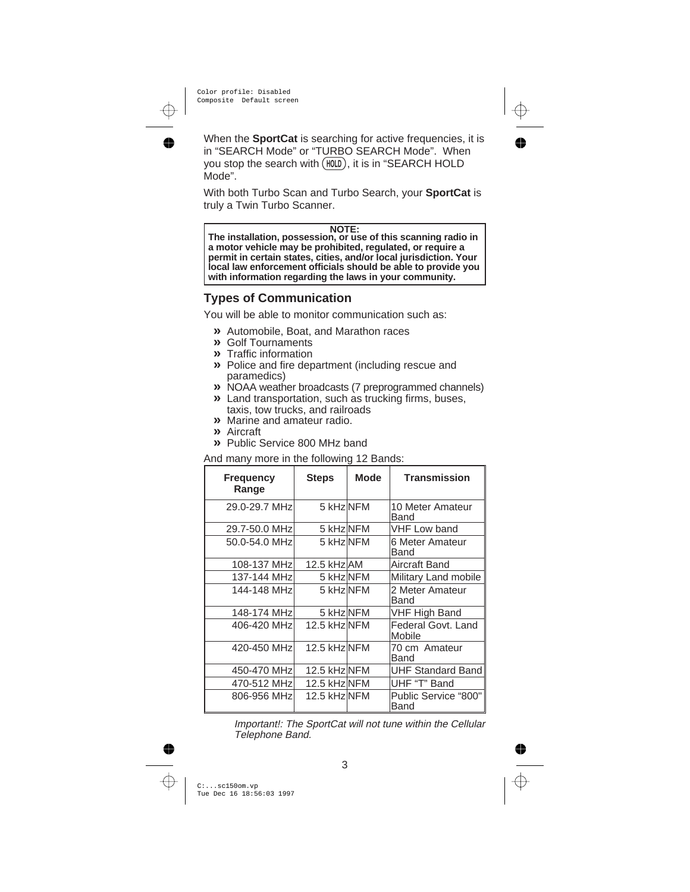When the **SportCat** is searching for active frequencies, it is in "SEARCH Mode" or "TURBO SEARCH Mode". When you stop the search with (HOLD), it is in "SEARCH HOLD Mode".

With both Turbo Scan and Turbo Search, your **SportCat** is truly a Twin Turbo Scanner.

> **NOTE:**
> **The installation, possession, or use of this scanning radio in a motor vehicle may be prohibited, regulated, or require a permit in certain states, cities, and/or local jurisdiction. Your local law enforcement officials should be able to provide you with information regarding the laws in your community.**

## Types of Communication

You will be able to monitor communication such as:

- Automobile, Boat, and Marathon races
- Golf Tournaments
- Traffic information
- Police and fire department (including rescue and paramedics)
- NOAA weather broadcasts (7 preprogrammed channels)
- Land transportation, such as trucking firms, buses, taxis, tow trucks, and railroads
- Marine and amateur radio.
- Aircraft
- Public Service 800 MHz band

And many more in the following 12 Bands:

| Frequency Range | Steps | Mode | Transmission |
|---|---|---|---|
| 29.0-29.7 MHz | 5 kHz | NFM | 10 Meter Amateur Band |
| 29.7-50.0 MHz | 5 kHz | NFM | VHF Low band |
| 50.0-54.0 MHz | 5 kHz | NFM | 6 Meter Amateur Band |
| 108-137 MHz | 12.5 kHz | AM | Aircraft Band |
| 137-144 MHz | 5 kHz | NFM | Military Land mobile |
| 144-148 MHz | 5 kHz | NFM | 2 Meter Amateur Band |
| 148-174 MHz | 5 kHz | NFM | VHF High Band |
| 406-420 MHz | 12.5 kHz | NFM | Federal Govt. Land Mobile |
| 420-450 MHz | 12.5 kHz | NFM | 70 cm Amateur Band |
| 450-470 MHz | 12.5 kHz | NFM | UHF Standard Band |
| 470-512 MHz | 12.5 kHz | NFM | UHF "T" Band |
| 806-956 MHz | 12.5 kHz | NFM | Public Service "800" Band |

*Important!: The SportCat will not tune within the Cellular Telephone Band.*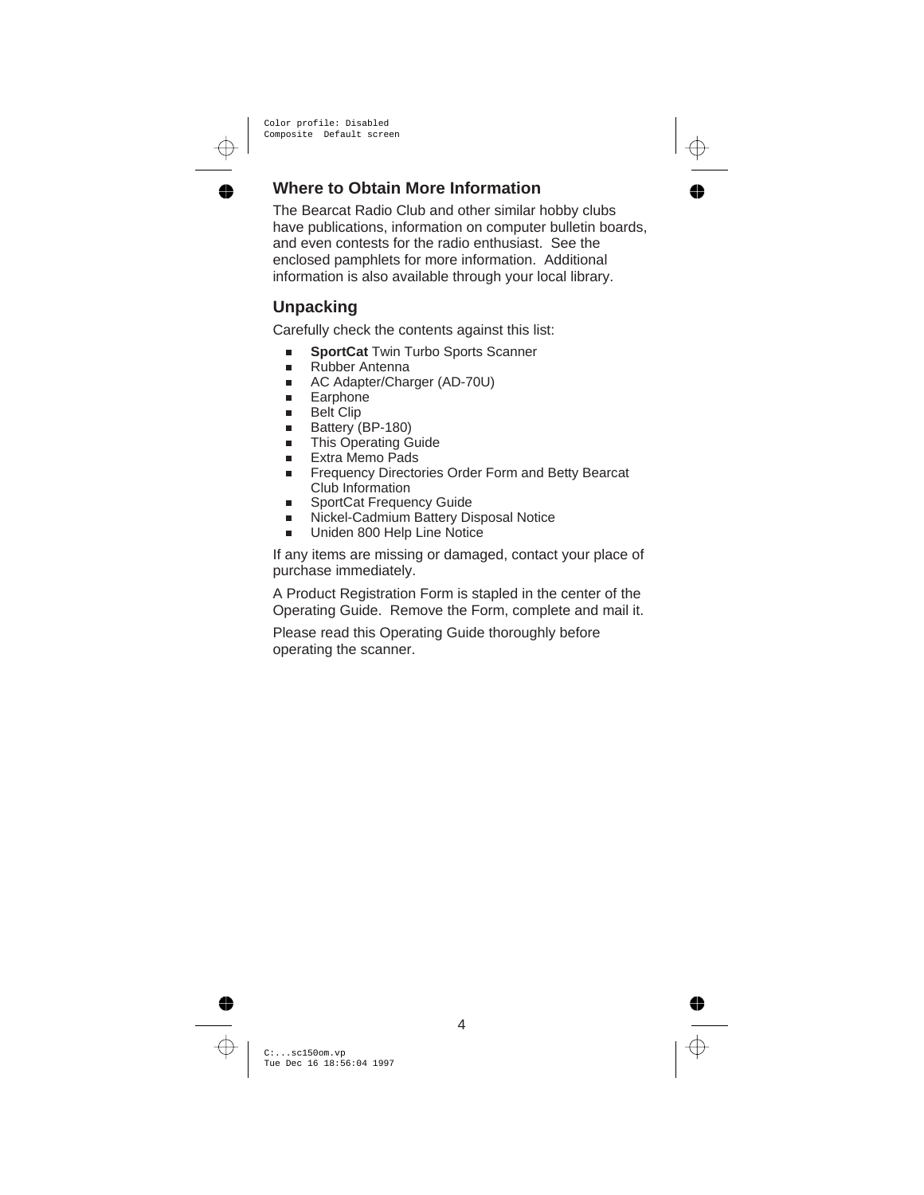## Where to Obtain More Information

The Bearcat Radio Club and other similar hobby clubs have publications, information on computer bulletin boards, and even contests for the radio enthusiast. See the enclosed pamphlets for more information. Additional information is also available through your local library.

## Unpacking

Carefully check the contents against this list:

- **SportCat** Twin Turbo Sports Scanner
- Rubber Antenna
- AC Adapter/Charger (AD-70U)
- Earphone
- Belt Clip
- Battery (BP-180)
- This Operating Guide
- Extra Memo Pads
- Frequency Directories Order Form and Betty Bearcat Club Information
- SportCat Frequency Guide
- Nickel-Cadmium Battery Disposal Notice
- Uniden 800 Help Line Notice

If any items are missing or damaged, contact your place of purchase immediately.

A Product Registration Form is stapled in the center of the Operating Guide. Remove the Form, complete and mail it.

Please read this Operating Guide thoroughly before operating the scanner.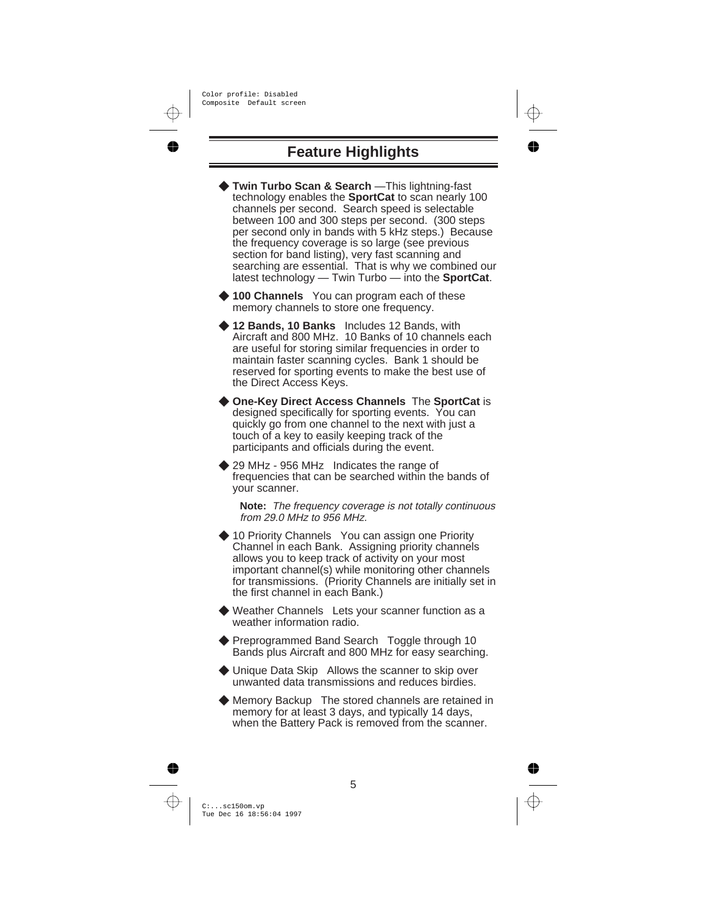# Feature Highlights

- **Twin Turbo Scan & Search** —This lightning-fast technology enables the **SportCat** to scan nearly 100 channels per second. Search speed is selectable between 100 and 300 steps per second. (300 steps per second only in bands with 5 kHz steps.) Because the frequency coverage is so large (see previous section for band listing), very fast scanning and searching are essential. That is why we combined our latest technology — Twin Turbo — into the **SportCat**.

- **100 Channels** You can program each of these memory channels to store one frequency.

- **12 Bands, 10 Banks** Includes 12 Bands, with Aircraft and 800 MHz. 10 Banks of 10 channels each are useful for storing similar frequencies in order to maintain faster scanning cycles. Bank 1 should be reserved for sporting events to make the best use of the Direct Access Keys.

- **One-Key Direct Access Channels** The **SportCat** is designed specifically for sporting events. You can quickly go from one channel to the next with just a touch of a key to easily keeping track of the participants and officials during the event.

- 29 MHz - 956 MHz Indicates the range of frequencies that can be searched within the bands of your scanner.

  **Note:** *The frequency coverage is not totally continuous from 29.0 MHz to 956 MHz.*

- 10 Priority Channels You can assign one Priority Channel in each Bank. Assigning priority channels allows you to keep track of activity on your most important channel(s) while monitoring other channels for transmissions. (Priority Channels are initially set in the first channel in each Bank.)

- Weather Channels Lets your scanner function as a weather information radio.

- Preprogrammed Band Search Toggle through 10 Bands plus Aircraft and 800 MHz for easy searching.

- Unique Data Skip Allows the scanner to skip over unwanted data transmissions and reduces birdies.

- Memory Backup The stored channels are retained in memory for at least 3 days, and typically 14 days, when the Battery Pack is removed from the scanner.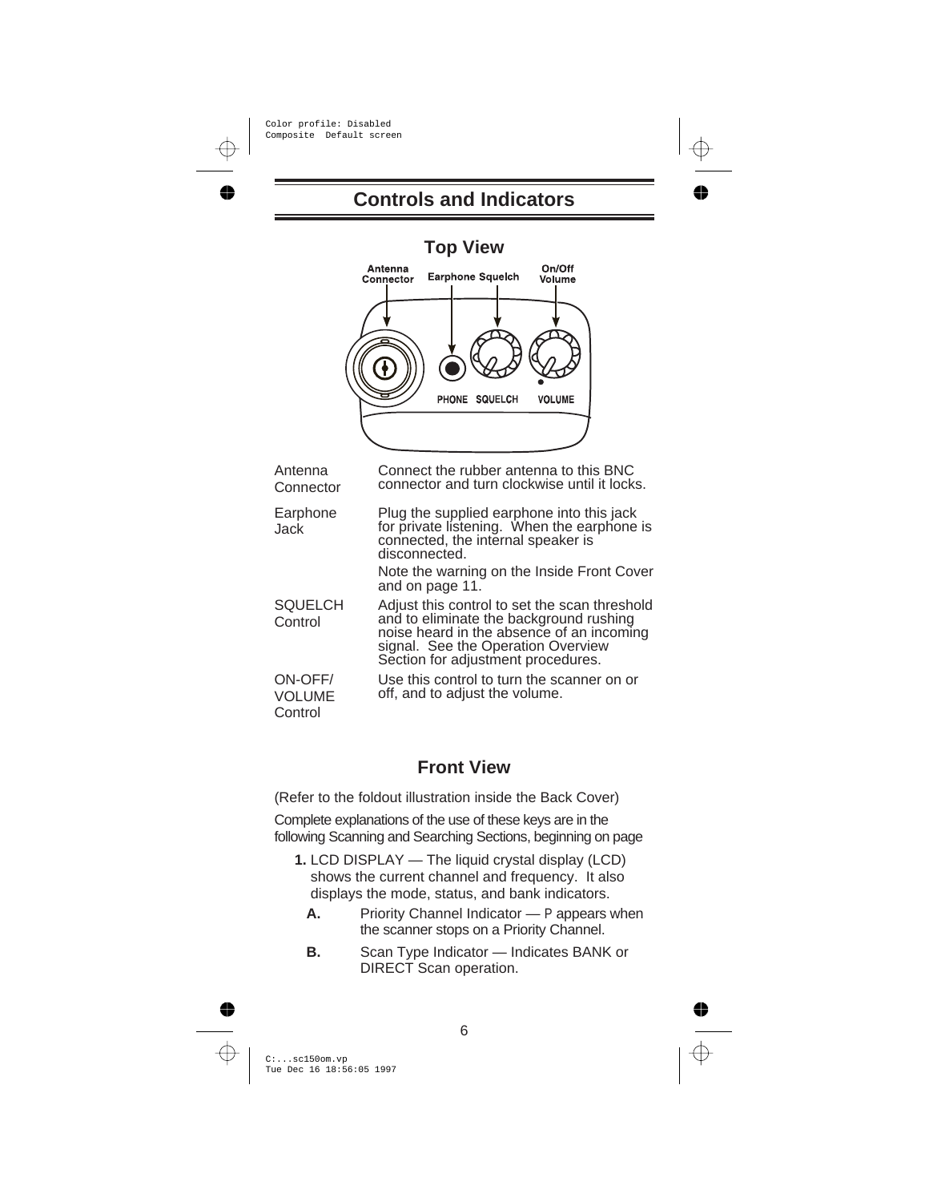# Controls and Indicators

## Top View

| | |
|---|---|
| Antenna Connector | Connect the rubber antenna to this BNC connector and turn clockwise until it locks. |
| Earphone Jack | Plug the supplied earphone into this jack for private listening. When the earphone is connected, the internal speaker is disconnected.<br>Note the warning on the Inside Front Cover and on page 11. |
| SQUELCH Control | Adjust this control to set the scan threshold and to eliminate the background rushing noise heard in the absence of an incoming signal. See the Operation Overview Section for adjustment procedures. |
| ON-OFF/ VOLUME Control | Use this control to turn the scanner on or off, and to adjust the volume. |

## Front View

(Refer to the foldout illustration inside the Back Cover)

Complete explanations of the use of these keys are in the following Scanning and Searching Sections, beginning on page

**1.** LCD DISPLAY — The liquid crystal display (LCD) shows the current channel and frequency. It also displays the mode, status, and bank indicators.

**A.** Priority Channel Indicator — P appears when the scanner stops on a Priority Channel.

**B.** Scan Type Indicator — Indicates BANK or DIRECT Scan operation.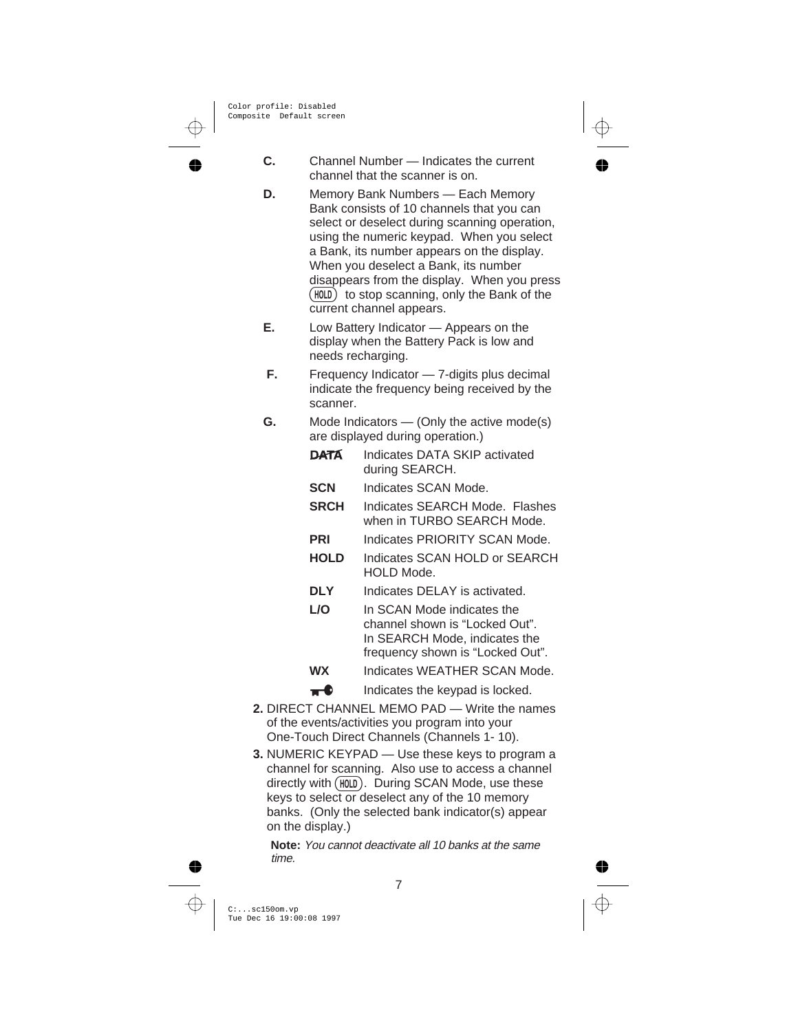**C.** Channel Number — Indicates the current channel that the scanner is on.

**D.** Memory Bank Numbers — Each Memory Bank consists of 10 channels that you can select or deselect during scanning operation, using the numeric keypad. When you select a Bank, its number appears on the display. When you deselect a Bank, its number disappears from the display. When you press (HOLD) to stop scanning, only the Bank of the current channel appears.

**E.** Low Battery Indicator — Appears on the display when the Battery Pack is low and needs recharging.

**F.** Frequency Indicator — 7-digits plus decimal indicate the frequency being received by the scanner.

**G.** Mode Indicators — (Only the active mode(s) are displayed during operation.)

- **DATA** Indicates DATA SKIP activated during SEARCH.
- **SCN** Indicates SCAN Mode.
- **SRCH** Indicates SEARCH Mode. Flashes when in TURBO SEARCH Mode.
- **PRI** Indicates PRIORITY SCAN Mode.
- **HOLD** Indicates SCAN HOLD or SEARCH HOLD Mode.
- **DLY** Indicates DELAY is activated.
- **L/O** In SCAN Mode indicates the channel shown is “Locked Out”. In SEARCH Mode, indicates the frequency shown is “Locked Out”.
- **WX** Indicates WEATHER SCAN Mode.
- (key icon) Indicates the keypad is locked.

**2.** DIRECT CHANNEL MEMO PAD — Write the names of the events/activities you program into your One-Touch Direct Channels (Channels 1- 10).

**3.** NUMERIC KEYPAD — Use these keys to program a channel for scanning. Also use to access a channel directly with (HOLD). During SCAN Mode, use these keys to select or deselect any of the 10 memory banks. (Only the selected bank indicator(s) appear on the display.)

**Note:** *You cannot deactivate all 10 banks at the same time.*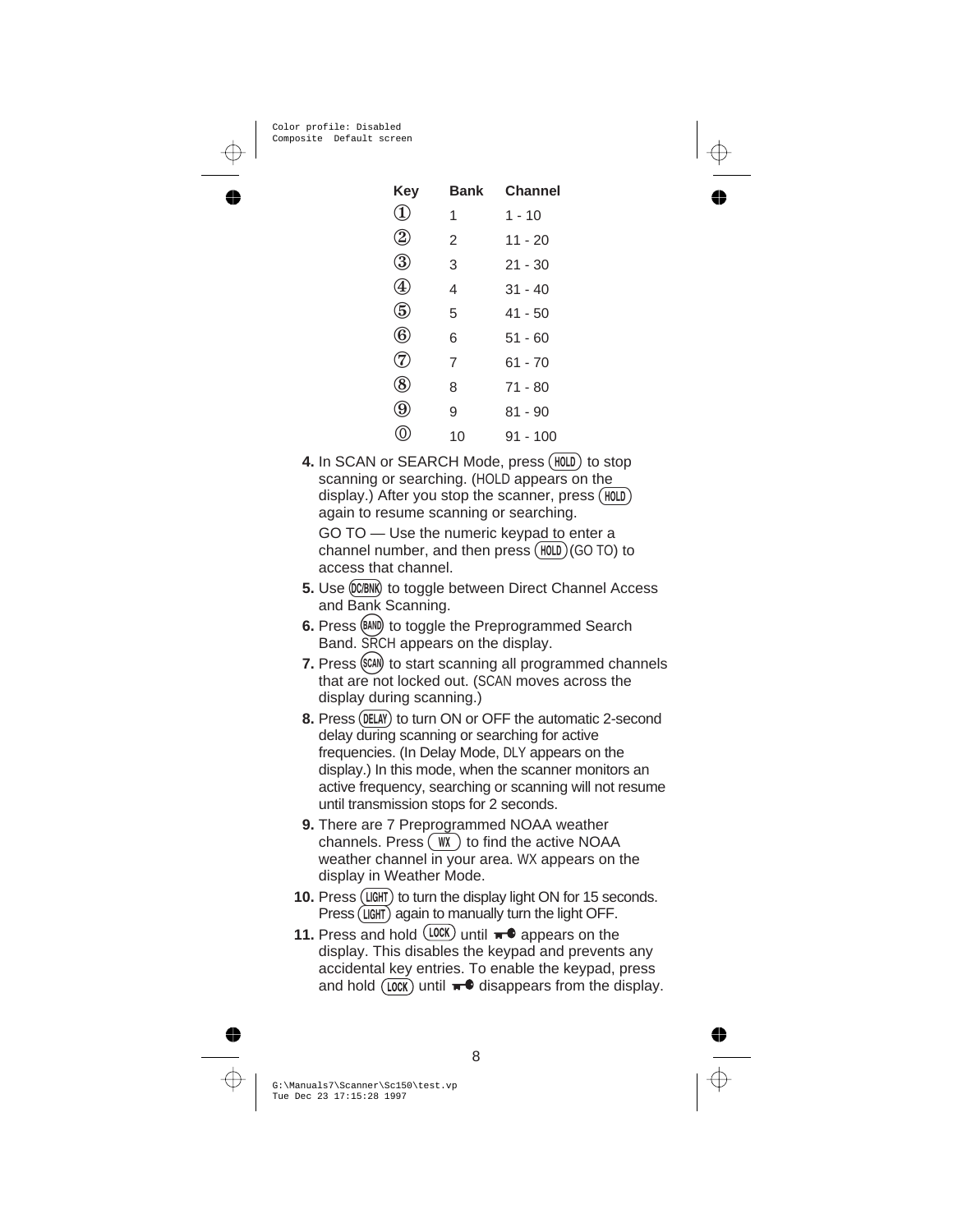| Key | Bank | Channel |
|---|---|---|
| ① | 1 | 1 - 10 |
| ② | 2 | 11 - 20 |
| ③ | 3 | 21 - 30 |
| ④ | 4 | 31 - 40 |
| ⑤ | 5 | 41 - 50 |
| ⑥ | 6 | 51 - 60 |
| ⑦ | 7 | 61 - 70 |
| ⑧ | 8 | 71 - 80 |
| ⑨ | 9 | 81 - 90 |
| ⓪ | 10 | 91 - 100 |

**4.** In SCAN or SEARCH Mode, press (HOLD) to stop scanning or searching. (HOLD appears on the display.) After you stop the scanner, press (HOLD) again to resume scanning or searching.

GO TO — Use the numeric keypad to enter a channel number, and then press (HOLD) (GO TO) to access that channel.

**5.** Use (DC/BNK) to toggle between Direct Channel Access and Bank Scanning.

**6.** Press (BAND) to toggle the Preprogrammed Search Band. SRCH appears on the display.

**7.** Press (SCAN) to start scanning all programmed channels that are not locked out. (SCAN moves across the display during scanning.)

**8.** Press (DELAY) to turn ON or OFF the automatic 2-second delay during scanning or searching for active frequencies. (In Delay Mode, DLY appears on the display.) In this mode, when the scanner monitors an active frequency, searching or scanning will not resume until transmission stops for 2 seconds.

**9.** There are 7 Preprogrammed NOAA weather channels. Press (WX) to find the active NOAA weather channel in your area. WX appears on the display in Weather Mode.

**10.** Press (LIGHT) to turn the display light ON for 15 seconds. Press (LIGHT) again to manually turn the light OFF.

**11.** Press and hold (LOCK) until 🔑 appears on the display. This disables the keypad and prevents any accidental key entries. To enable the keypad, press and hold (LOCK) until 🔑 disappears from the display.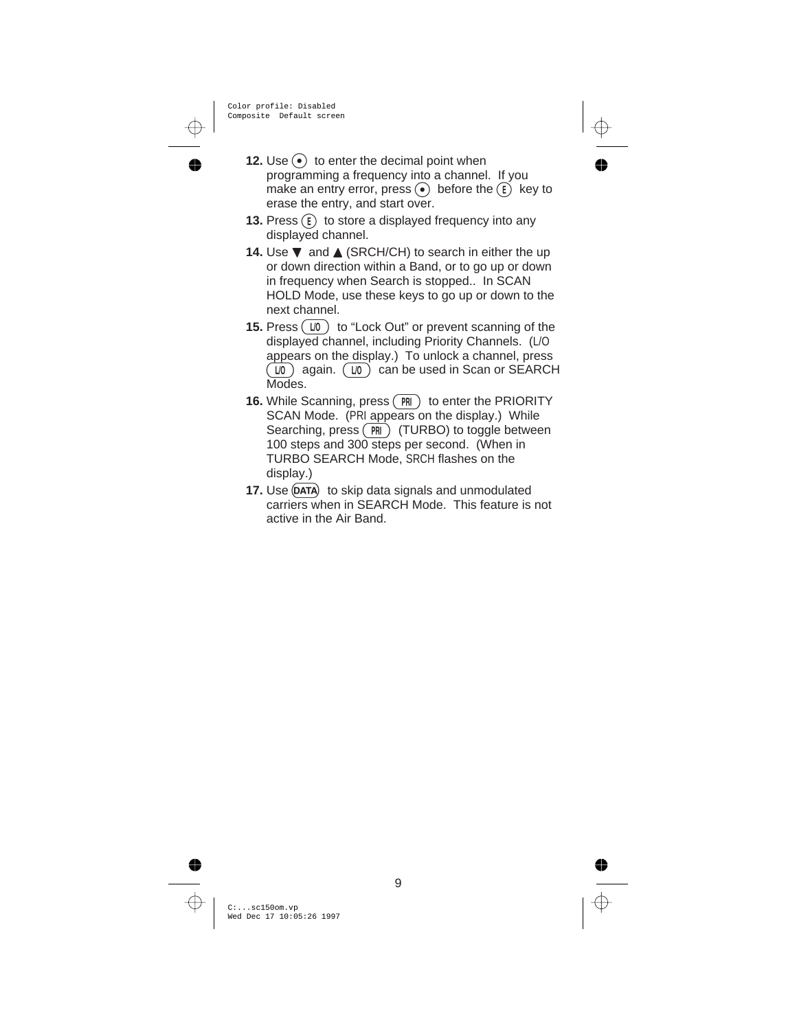**12.** Use (•) to enter the decimal point when programming a frequency into a channel. If you make an entry error, press (•) before the (E) key to erase the entry, and start over.

**13.** Press (E) to store a displayed frequency into any displayed channel.

**14.** Use ▼ and ▲ (SRCH/CH) to search in either the up or down direction within a Band, or to go up or down in frequency when Search is stopped.. In SCAN HOLD Mode, use these keys to go up or down to the next channel.

**15.** Press (L/O) to “Lock Out” or prevent scanning of the displayed channel, including Priority Channels. (L/O appears on the display.) To unlock a channel, press (L/O) again. (L/O) can be used in Scan or SEARCH Modes.

**16.** While Scanning, press (PRI) to enter the PRIORITY SCAN Mode. (PRI appears on the display.) While Searching, press (PRI) (TURBO) to toggle between 100 steps and 300 steps per second. (When in TURBO SEARCH Mode, SRCH flashes on the display.)

**17.** Use (DATA) to skip data signals and unmodulated carriers when in SEARCH Mode. This feature is not active in the Air Band.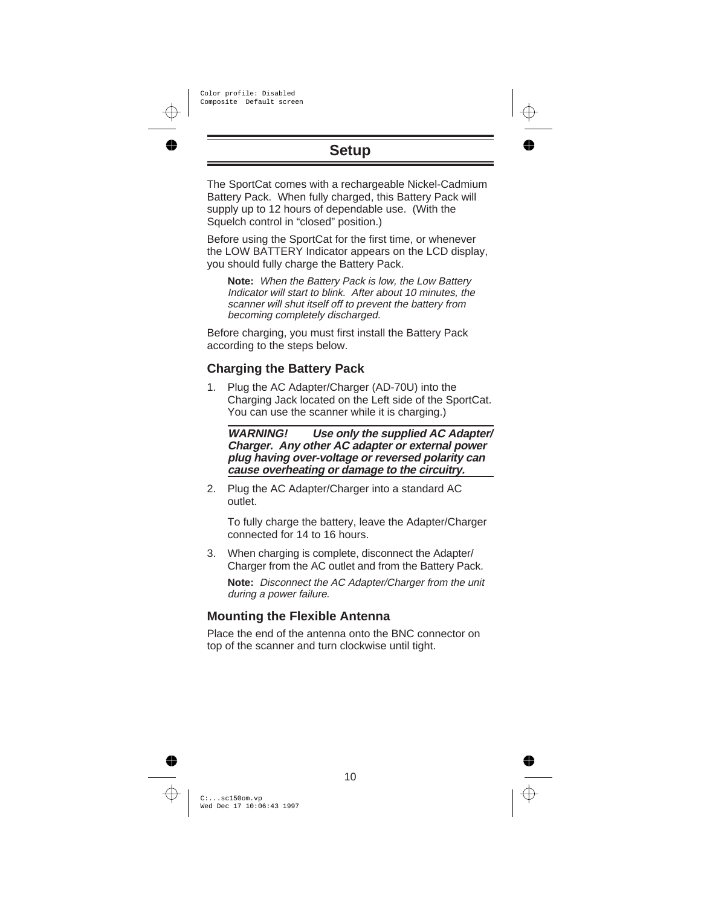# Setup

The SportCat comes with a rechargeable Nickel-Cadmium Battery Pack. When fully charged, this Battery Pack will supply up to 12 hours of dependable use. (With the Squelch control in “closed” position.)

Before using the SportCat for the first time, or whenever the LOW BATTERY Indicator appears on the LCD display, you should fully charge the Battery Pack.

> **Note:** *When the Battery Pack is low, the Low Battery Indicator will start to blink. After about 10 minutes, the scanner will shut itself off to prevent the battery from becoming completely discharged.*

Before charging, you must first install the Battery Pack according to the steps below.

## Charging the Battery Pack

1. Plug the AC Adapter/Charger (AD-70U) into the Charging Jack located on the Left side of the SportCat. You can use the scanner while it is charging.)

   ***WARNING! Use only the supplied AC Adapter/Charger. Any other AC adapter or external power plug having over-voltage or reversed polarity can cause overheating or damage to the circuitry.***

2. Plug the AC Adapter/Charger into a standard AC outlet.

   To fully charge the battery, leave the Adapter/Charger connected for 14 to 16 hours.

3. When charging is complete, disconnect the Adapter/Charger from the AC outlet and from the Battery Pack.

   **Note:** *Disconnect the AC Adapter/Charger from the unit during a power failure.*

## Mounting the Flexible Antenna

Place the end of the antenna onto the BNC connector on top of the scanner and turn clockwise until tight.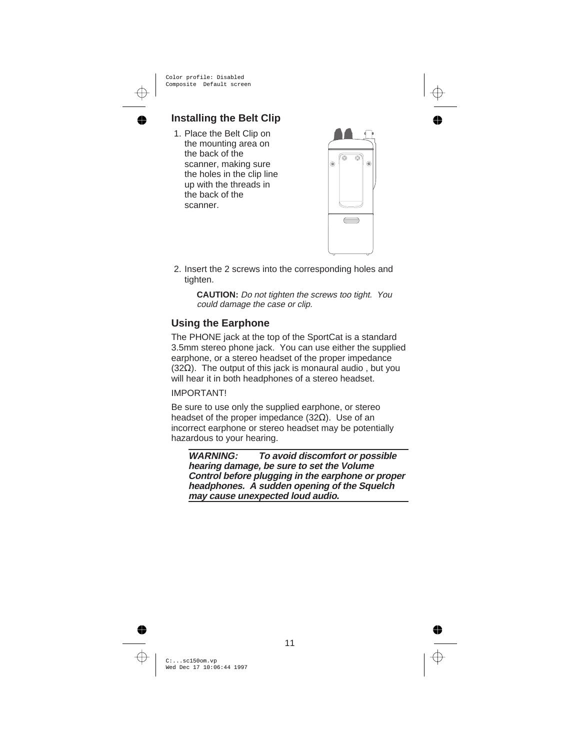## Installing the Belt Clip

1. Place the Belt Clip on the mounting area on the back of the scanner, making sure the holes in the clip line up with the threads in the back of the scanner.

2. Insert the 2 screws into the corresponding holes and tighten.

   **CAUTION:** *Do not tighten the screws too tight. You could damage the case or clip.*

## Using the Earphone

The PHONE jack at the top of the SportCat is a standard 3.5mm stereo phone jack. You can use either the supplied earphone, or a stereo headset of the proper impedance (32Ω). The output of this jack is monaural audio , but you will hear it in both headphones of a stereo headset.

IMPORTANT!

Be sure to use only the supplied earphone, or stereo headset of the proper impedance (32Ω). Use of an incorrect earphone or stereo headset may be potentially hazardous to your hearing.

***WARNING: To avoid discomfort or possible hearing damage, be sure to set the Volume Control before plugging in the earphone or proper headphones. A sudden opening of the Squelch may cause unexpected loud audio.***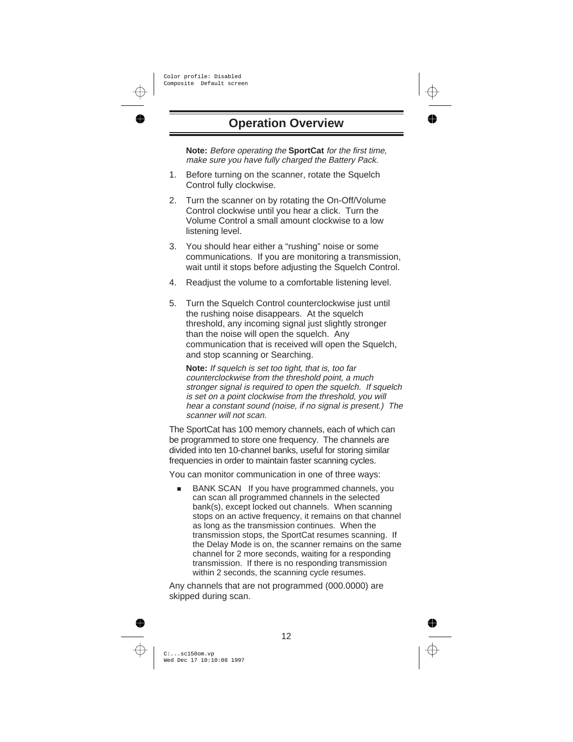## Operation Overview

**Note:** *Before operating the* **SportCat** *for the first time, make sure you have fully charged the Battery Pack.*

1. Before turning on the scanner, rotate the Squelch Control fully clockwise.
2. Turn the scanner on by rotating the On-Off/Volume Control clockwise until you hear a click. Turn the Volume Control a small amount clockwise to a low listening level.
3. You should hear either a “rushing” noise or some communications. If you are monitoring a transmission, wait until it stops before adjusting the Squelch Control.
4. Readjust the volume to a comfortable listening level.
5. Turn the Squelch Control counterclockwise just until the rushing noise disappears. At the squelch threshold, any incoming signal just slightly stronger than the noise will open the squelch. Any communication that is received will open the Squelch, and stop scanning or Searching.

   **Note:** *If squelch is set too tight, that is, too far counterclockwise from the threshold point, a much stronger signal is required to open the squelch. If squelch is set on a point clockwise from the threshold, you will hear a constant sound (noise, if no signal is present.) The scanner will not scan.*

The SportCat has 100 memory channels, each of which can be programmed to store one frequency. The channels are divided into ten 10-channel banks, useful for storing similar frequencies in order to maintain faster scanning cycles.

You can monitor communication in one of three ways:

- BANK SCAN If you have programmed channels, you can scan all programmed channels in the selected bank(s), except locked out channels. When scanning stops on an active frequency, it remains on that channel as long as the transmission continues. When the transmission stops, the SportCat resumes scanning. If the Delay Mode is on, the scanner remains on the same channel for 2 more seconds, waiting for a responding transmission. If there is no responding transmission within 2 seconds, the scanning cycle resumes.

Any channels that are not programmed (000.0000) are skipped during scan.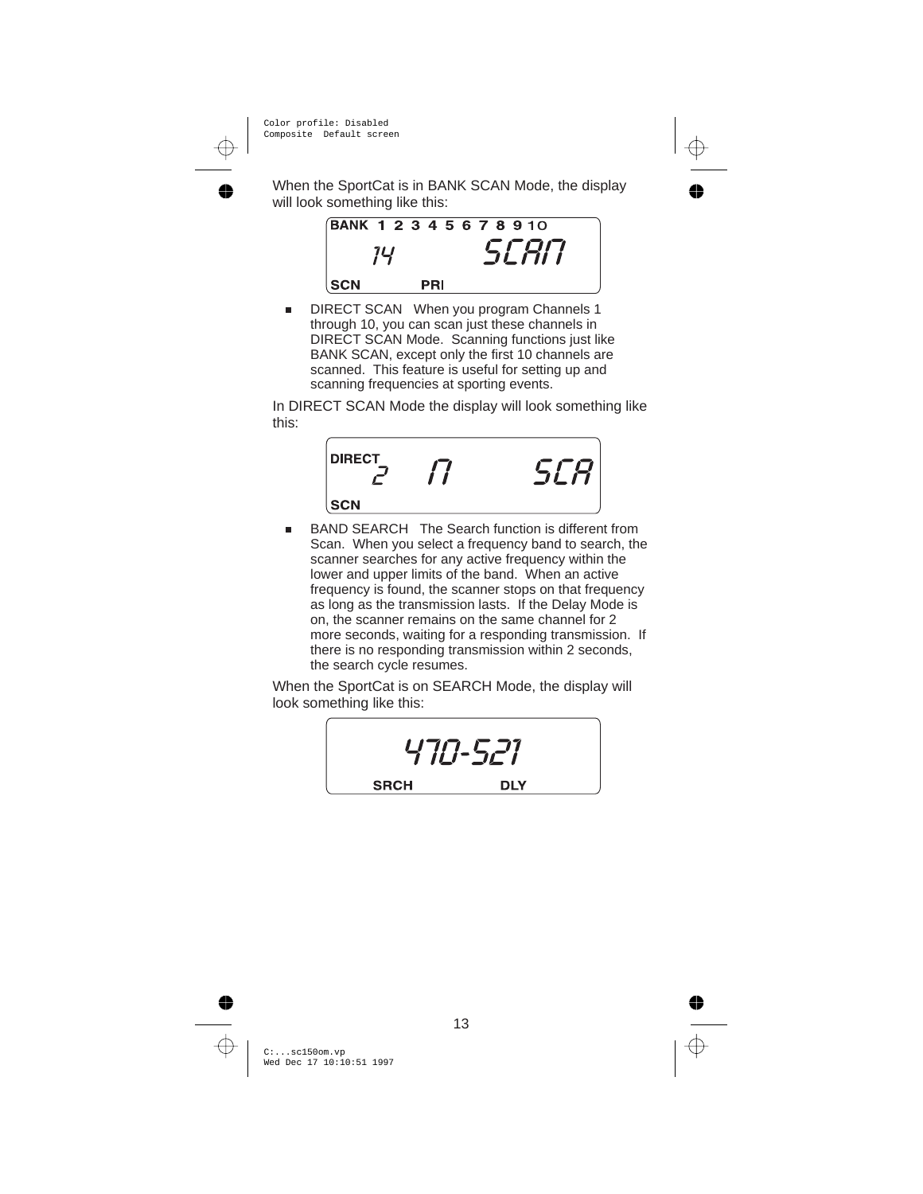When the SportCat is in BANK SCAN Mode, the display will look something like this:

```
BANK 1 2 3 4 5 6 7 8 9 10
    14          SCAN
SCN       PRI
```

- DIRECT SCAN   When you program Channels 1 through 10, you can scan just these channels in DIRECT SCAN Mode. Scanning functions just like BANK SCAN, except only the first 10 channels are scanned. This feature is useful for setting up and scanning frequencies at sporting events.

In DIRECT SCAN Mode the display will look something like this:

```
DIRECT
     2    M        SCA
SCN
```

- BAND SEARCH   The Search function is different from Scan. When you select a frequency band to search, the scanner searches for any active frequency within the lower and upper limits of the band. When an active frequency is found, the scanner stops on that frequency as long as the transmission lasts. If the Delay Mode is on, the scanner remains on the same channel for 2 more seconds, waiting for a responding transmission. If there is no responding transmission within 2 seconds, the search cycle resumes.

When the SportCat is on SEARCH Mode, the display will look something like this:

```
        470-521
SRCH          DLY
```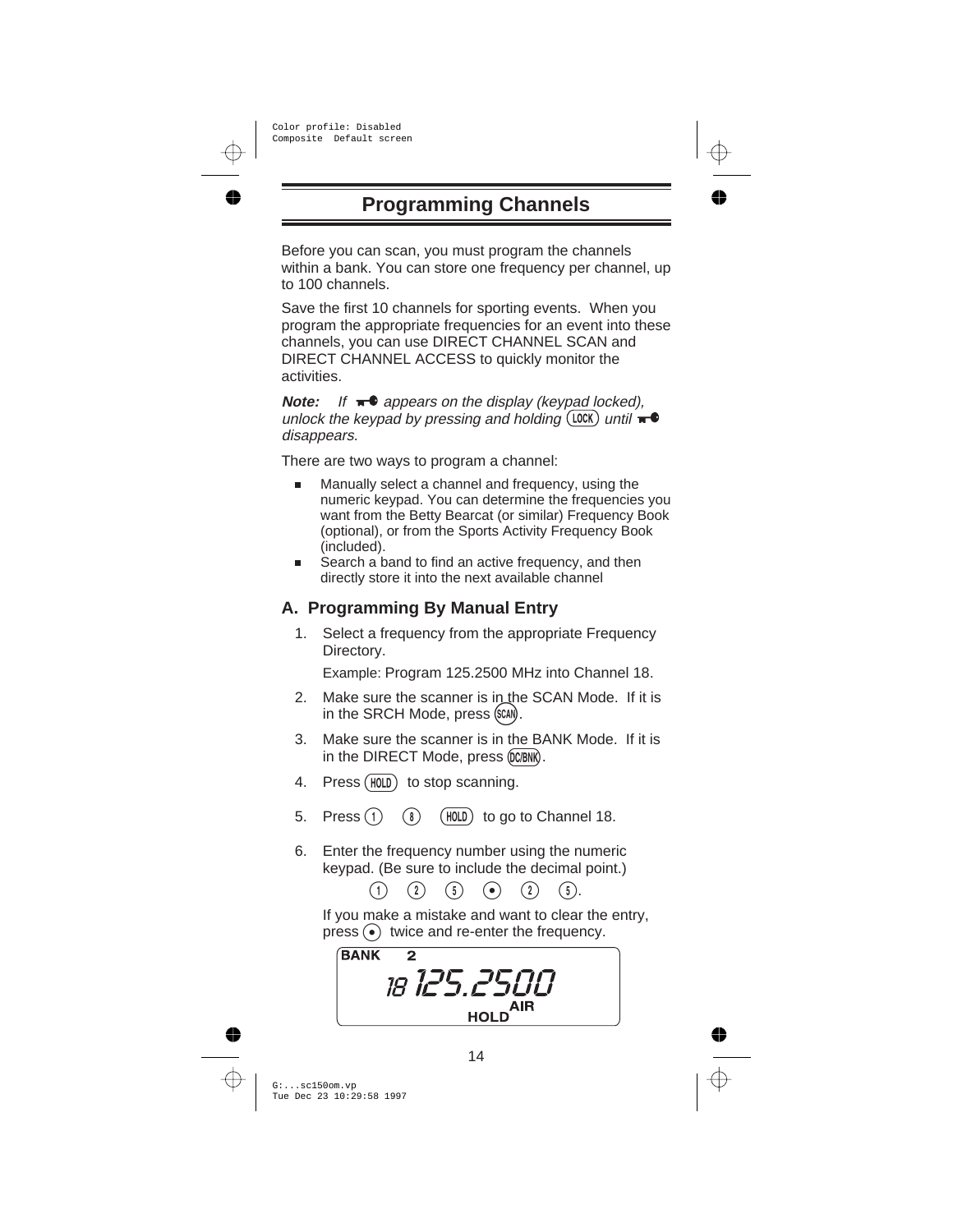## Programming Channels

Before you can scan, you must program the channels within a bank. You can store one frequency per channel, up to 100 channels.

Save the first 10 channels for sporting events. When you program the appropriate frequencies for an event into these channels, you can use DIRECT CHANNEL SCAN and DIRECT CHANNEL ACCESS to quickly monitor the activities.

***Note:*** *If* ⊸● *appears on the display (keypad locked), unlock the keypad by pressing and holding* (LOCK) *until* ⊸● *disappears.*

There are two ways to program a channel:

- Manually select a channel and frequency, using the numeric keypad. You can determine the frequencies you want from the Betty Bearcat (or similar) Frequency Book (optional), or from the Sports Activity Frequency Book (included).
- Search a band to find an active frequency, and then directly store it into the next available channel

### A. Programming By Manual Entry

1. Select a frequency from the appropriate Frequency Directory.

   Example: Program 125.2500 MHz into Channel 18.

2. Make sure the scanner is in the SCAN Mode. If it is in the SRCH Mode, press (SCAN).

3. Make sure the scanner is in the BANK Mode. If it is in the DIRECT Mode, press (DC/BNK).

4. Press (HOLD) to stop scanning.

5. Press (1) (8) (HOLD) to go to Channel 18.

6. Enter the frequency number using the numeric keypad. (Be sure to include the decimal point.)

   (1) (2) (5) (•) (2) (5).

   If you make a mistake and want to clear the entry, press (•) twice and re-enter the frequency.

```
BANK   2
   18 125.2500
        HOLD AIR
```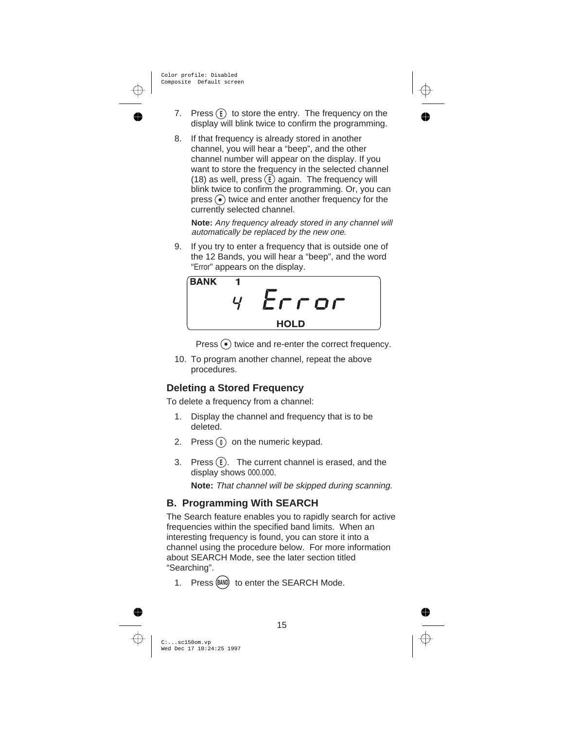7. Press (E) to store the entry. The frequency on the display will blink twice to confirm the programming.

8. If that frequency is already stored in another channel, you will hear a "beep", and the other channel number will appear on the display. If you want to store the frequency in the selected channel (18) as well, press (E) again. The frequency will blink twice to confirm the programming. Or, you can press (•) twice and enter another frequency for the currently selected channel.

   **Note:** *Any frequency already stored in any channel will automatically be replaced by the new one.*

9. If you try to enter a frequency that is outside one of the 12 Bands, you will hear a "beep", and the word "Error" appears on the display.

```
BANK   1
      4  Error
         HOLD
```

   Press (•) twice and re-enter the correct frequency.

10. To program another channel, repeat the above procedures.

### Deleting a Stored Frequency

To delete a frequency from a channel:

1. Display the channel and frequency that is to be deleted.

2. Press (0) on the numeric keypad.

3. Press (E). The current channel is erased, and the display shows 000.000.

   **Note:** *That channel will be skipped during scanning.*

### B. Programming With SEARCH

The Search feature enables you to rapidly search for active frequencies within the specified band limits. When an interesting frequency is found, you can store it into a channel using the procedure below. For more information about SEARCH Mode, see the later section titled "Searching".

1. Press (BAND) to enter the SEARCH Mode.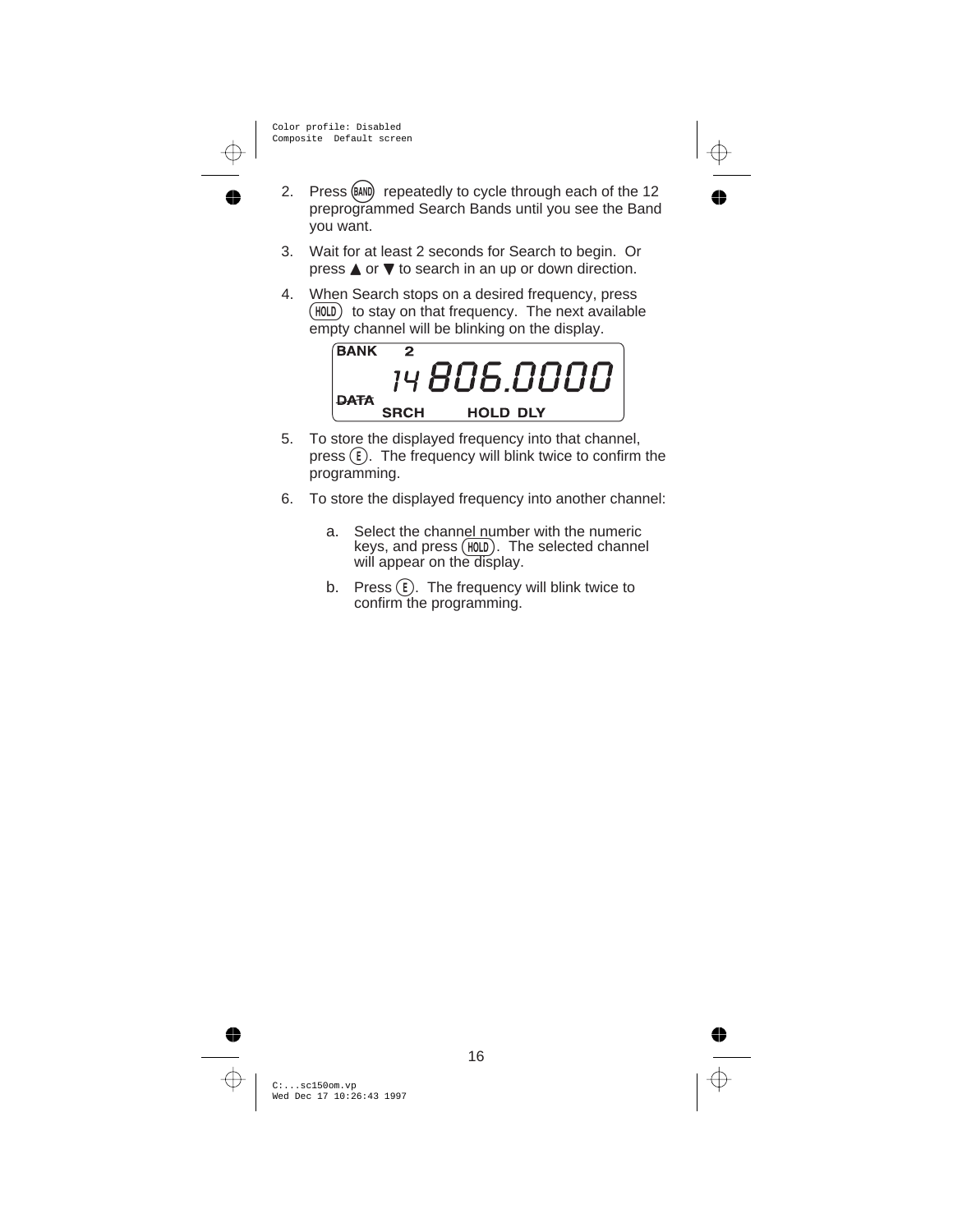2. Press (BAND) repeatedly to cycle through each of the 12 preprogrammed Search Bands until you see the Band you want.

3. Wait for at least 2 seconds for Search to begin. Or press ▲ or ▼ to search in an up or down direction.

4. When Search stops on a desired frequency, press (HOLD) to stay on that frequency. The next available empty channel will be blinking on the display.

```
BANK   2
        14 806.0000
DATA
     SRCH      HOLD DLY
```

5. To store the displayed frequency into that channel, press (E). The frequency will blink twice to confirm the programming.

6. To store the displayed frequency into another channel:

   a. Select the channel number with the numeric keys, and press (HOLD). The selected channel will appear on the display.

   b. Press (E). The frequency will blink twice to confirm the programming.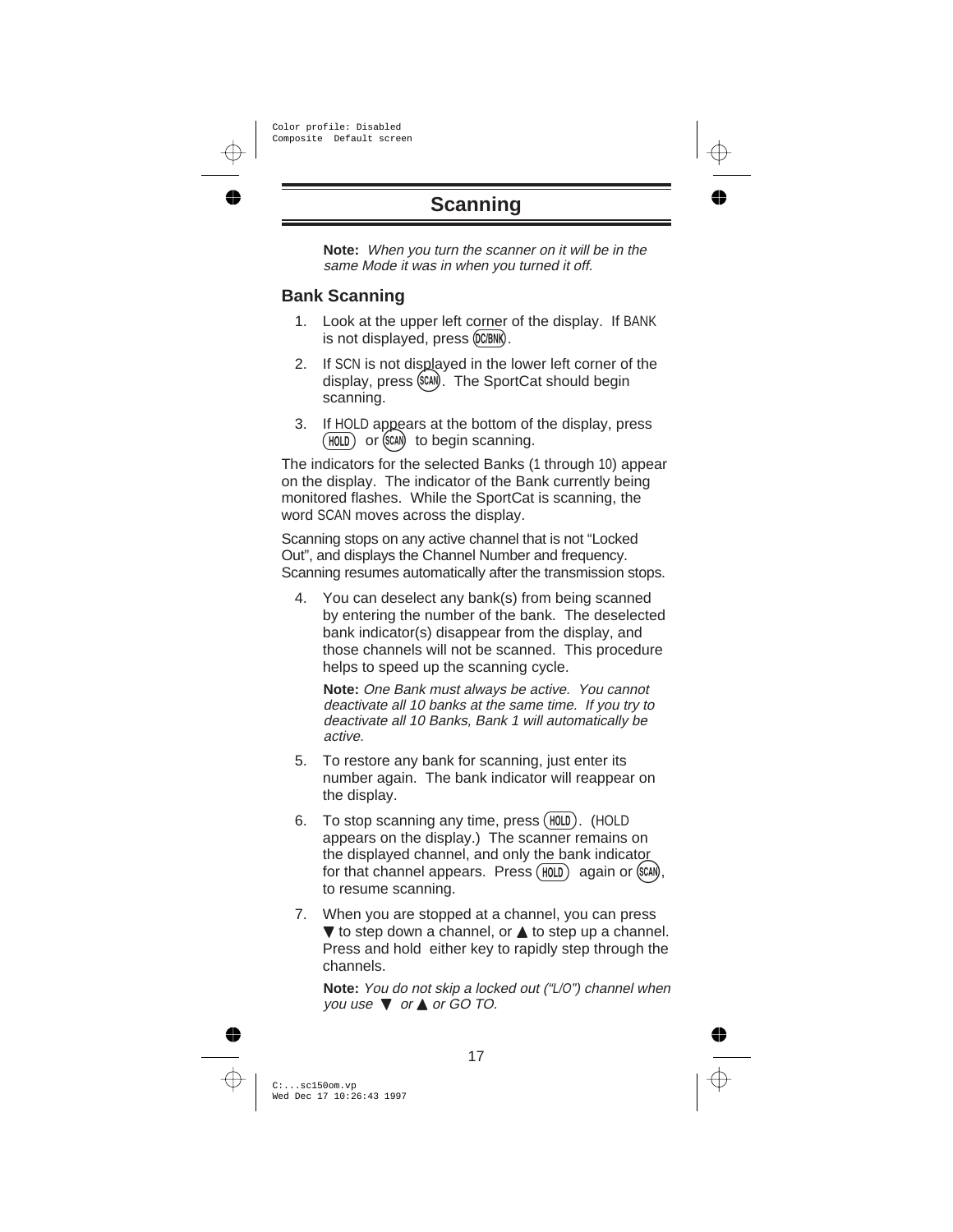# Scanning

**Note:** *When you turn the scanner on it will be in the same Mode it was in when you turned it off.*

## Bank Scanning

1. Look at the upper left corner of the display. If BANK is not displayed, press (DC/BNK).
2. If SCN is not displayed in the lower left corner of the display, press (SCAN). The SportCat should begin scanning.
3. If HOLD appears at the bottom of the display, press (HOLD) or (SCAN) to begin scanning.

The indicators for the selected Banks (1 through 10) appear on the display. The indicator of the Bank currently being monitored flashes. While the SportCat is scanning, the word SCAN moves across the display.

Scanning stops on any active channel that is not "Locked Out", and displays the Channel Number and frequency. Scanning resumes automatically after the transmission stops.

4. You can deselect any bank(s) from being scanned by entering the number of the bank. The deselected bank indicator(s) disappear from the display, and those channels will not be scanned. This procedure helps to speed up the scanning cycle.

   **Note:** *One Bank must always be active. You cannot deactivate all 10 banks at the same time. If you try to deactivate all 10 Banks, Bank 1 will automatically be active.*

5. To restore any bank for scanning, just enter its number again. The bank indicator will reappear on the display.
6. To stop scanning any time, press (HOLD). (HOLD appears on the display.) The scanner remains on the displayed channel, and only the bank indicator for that channel appears. Press (HOLD) again or (SCAN), to resume scanning.
7. When you are stopped at a channel, you can press ▼ to step down a channel, or ▲ to step up a channel. Press and hold either key to rapidly step through the channels.

   **Note:** *You do not skip a locked out ("L/O") channel when you use ▼ or ▲ or GO TO.*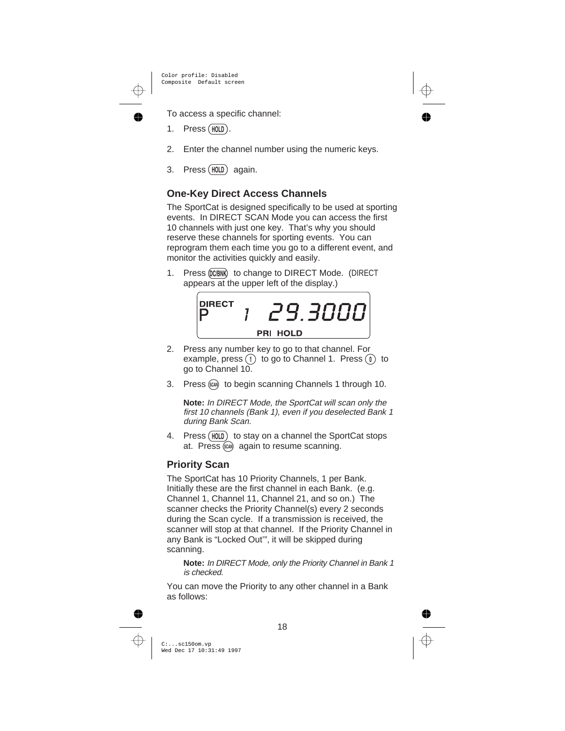To access a specific channel:

1. Press (HOLD).
2. Enter the channel number using the numeric keys.
3. Press (HOLD) again.

## One-Key Direct Access Channels

The SportCat is designed specifically to be used at sporting events. In DIRECT SCAN Mode you can access the first 10 channels with just one key. That's why you should reserve these channels for sporting events. You can reprogram them each time you go to a different event, and monitor the activities quickly and easily.

1. Press (DC/BNK) to change to DIRECT Mode. (DIRECT appears at the upper left of the display.)

```
DIRECT
P        1   29.3000
         PRI HOLD
```

2. Press any number key to go to that channel. For example, press (1) to go to Channel 1. Press (0) to go to Channel 10.
3. Press (SCAN) to begin scanning Channels 1 through 10.

   **Note:** *In DIRECT Mode, the SportCat will scan only the first 10 channels (Bank 1), even if you deselected Bank 1 during Bank Scan.*

4. Press (HOLD) to stay on a channel the SportCat stops at. Press (SCAN) again to resume scanning.

## Priority Scan

The SportCat has 10 Priority Channels, 1 per Bank. Initially these are the first channel in each Bank. (e.g. Channel 1, Channel 11, Channel 21, and so on.) The scanner checks the Priority Channel(s) every 2 seconds during the Scan cycle. If a transmission is received, the scanner will stop at that channel. If the Priority Channel in any Bank is "Locked Out'", it will be skipped during scanning.

**Note:** *In DIRECT Mode, only the Priority Channel in Bank 1 is checked.*

You can move the Priority to any other channel in a Bank as follows: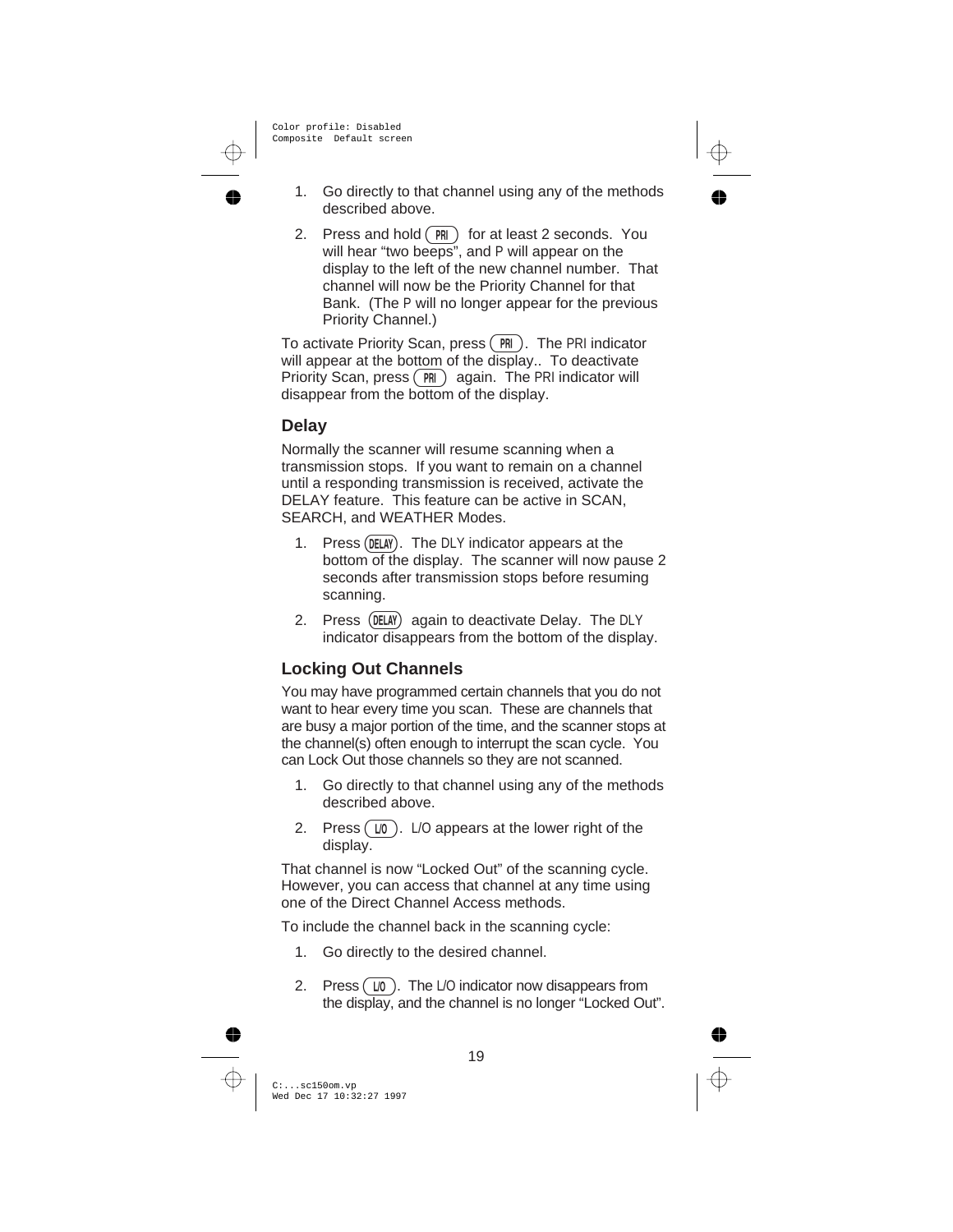1. Go directly to that channel using any of the methods described above.
2. Press and hold (PRI) for at least 2 seconds. You will hear "two beeps", and P will appear on the display to the left of the new channel number. That channel will now be the Priority Channel for that Bank. (The P will no longer appear for the previous Priority Channel.)

To activate Priority Scan, press (PRI). The PRI indicator will appear at the bottom of the display.. To deactivate Priority Scan, press (PRI) again. The PRI indicator will disappear from the bottom of the display.

### Delay

Normally the scanner will resume scanning when a transmission stops. If you want to remain on a channel until a responding transmission is received, activate the DELAY feature. This feature can be active in SCAN, SEARCH, and WEATHER Modes.

1. Press (DELAY). The DLY indicator appears at the bottom of the display. The scanner will now pause 2 seconds after transmission stops before resuming scanning.
2. Press (DELAY) again to deactivate Delay. The DLY indicator disappears from the bottom of the display.

### Locking Out Channels

You may have programmed certain channels that you do not want to hear every time you scan. These are channels that are busy a major portion of the time, and the scanner stops at the channel(s) often enough to interrupt the scan cycle. You can Lock Out those channels so they are not scanned.

1. Go directly to that channel using any of the methods described above.
2. Press (L/O). L/O appears at the lower right of the display.

That channel is now "Locked Out" of the scanning cycle. However, you can access that channel at any time using one of the Direct Channel Access methods.

To include the channel back in the scanning cycle:

1. Go directly to the desired channel.
2. Press (L/O). The L/O indicator now disappears from the display, and the channel is no longer "Locked Out".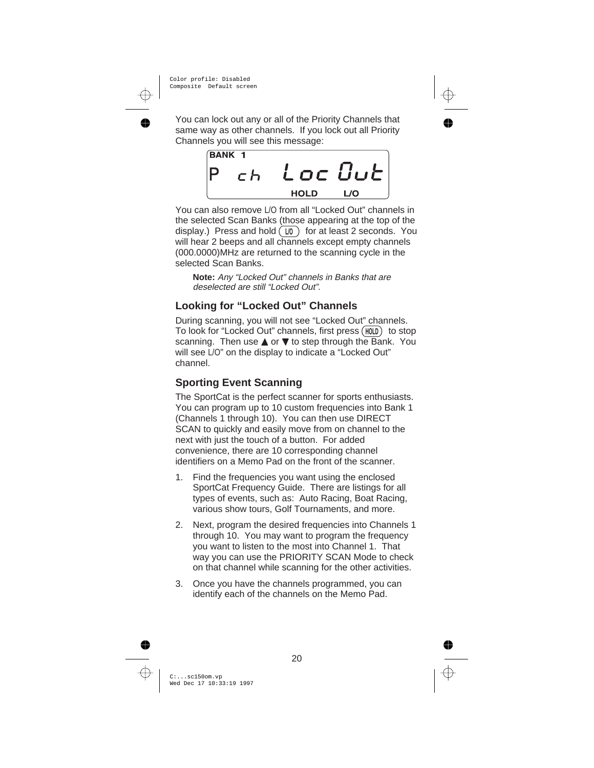You can lock out any or all of the Priority Channels that same way as other channels. If you lock out all Priority Channels you will see this message:

```
BANK 1
P  ch  Loc Out
        HOLD    L/O
```

You can also remove L/O from all "Locked Out" channels in the selected Scan Banks (those appearing at the top of the display.) Press and hold (L/O) for at least 2 seconds. You will hear 2 beeps and all channels except empty channels (000.0000)MHz are returned to the scanning cycle in the selected Scan Banks.

> **Note:** *Any "Locked Out" channels in Banks that are deselected are still "Locked Out".*

## Looking for "Locked Out" Channels

During scanning, you will not see "Locked Out" channels. To look for "Locked Out" channels, first press (HOLD) to stop scanning. Then use ▲ or ▼ to step through the Bank. You will see L/O" on the display to indicate a "Locked Out" channel.

## Sporting Event Scanning

The SportCat is the perfect scanner for sports enthusiasts. You can program up to 10 custom frequencies into Bank 1 (Channels 1 through 10). You can then use DIRECT SCAN to quickly and easily move from on channel to the next with just the touch of a button. For added convenience, there are 10 corresponding channel identifiers on a Memo Pad on the front of the scanner.

1. Find the frequencies you want using the enclosed SportCat Frequency Guide. There are listings for all types of events, such as: Auto Racing, Boat Racing, various show tours, Golf Tournaments, and more.
2. Next, program the desired frequencies into Channels 1 through 10. You may want to program the frequency you want to listen to the most into Channel 1. That way you can use the PRIORITY SCAN Mode to check on that channel while scanning for the other activities.
3. Once you have the channels programmed, you can identify each of the channels on the Memo Pad.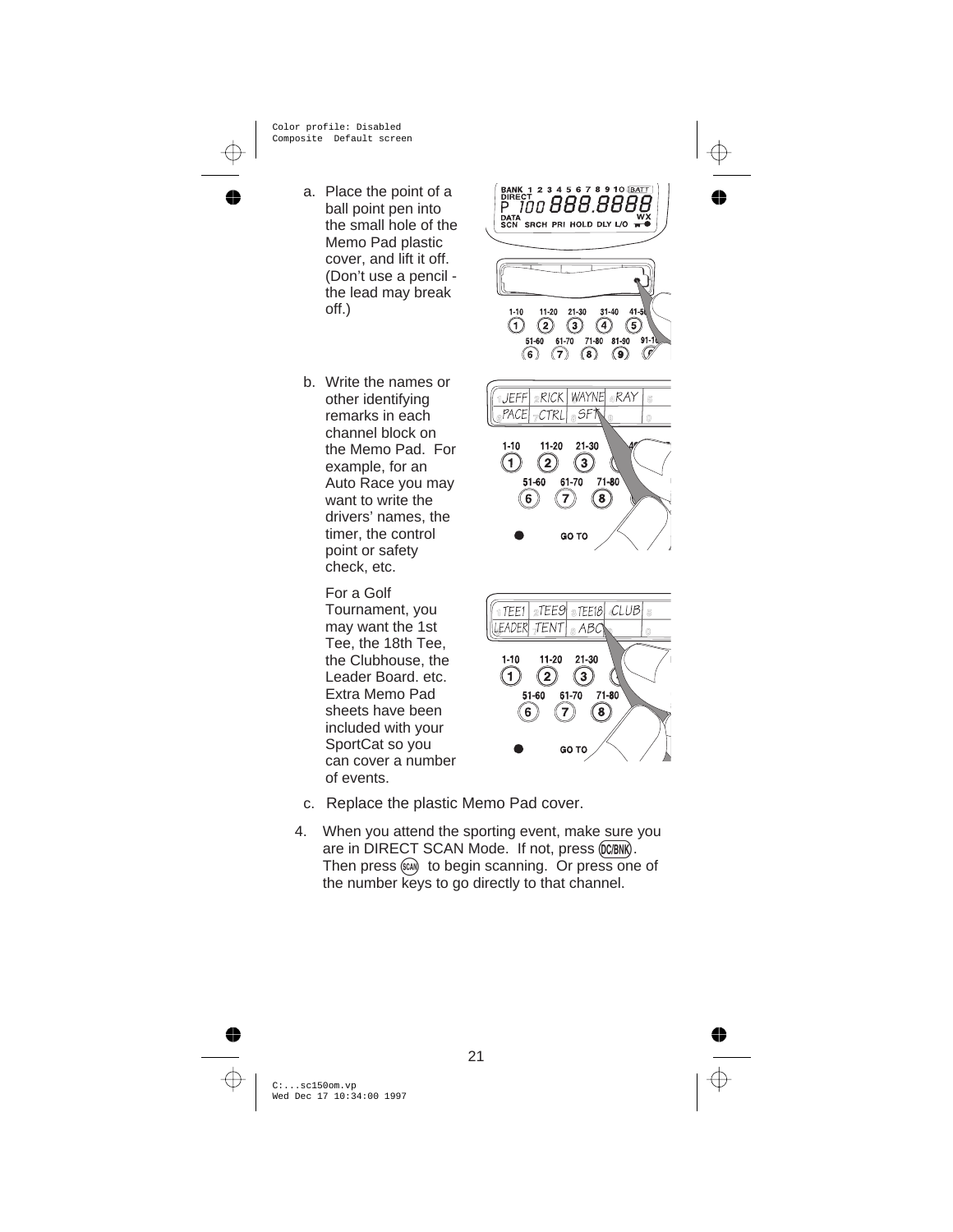a. Place the point of a ball point pen into the small hole of the Memo Pad plastic cover, and lift it off. (Don't use a pencil - the lead may break off.)

b. Write the names or other identifying remarks in each channel block on the Memo Pad. For example, for an Auto Race you may want to write the drivers' names, the timer, the control point or safety check, etc.

   For a Golf Tournament, you may want the 1st Tee, the 18th Tee, the Clubhouse, the Leader Board. etc. Extra Memo Pad sheets have been included with your SportCat so you can cover a number of events.

c. Replace the plastic Memo Pad cover.

4. When you attend the sporting event, make sure you are in DIRECT SCAN Mode. If not, press DC/BNK. Then press SCAN to begin scanning. Or press one of the number keys to go directly to that channel.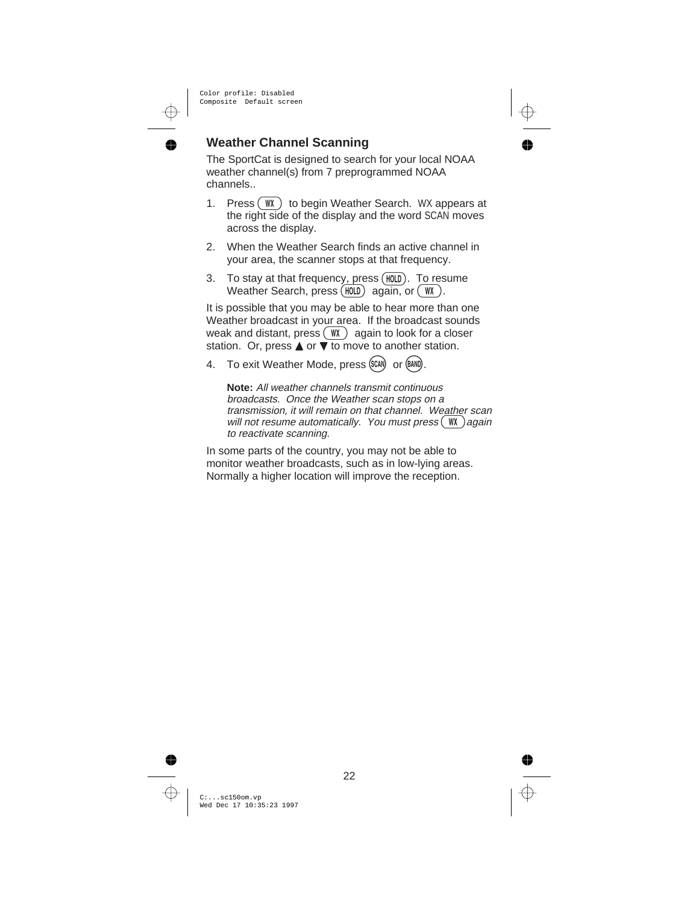## Weather Channel Scanning

The SportCat is designed to search for your local NOAA weather channel(s) from 7 preprogrammed NOAA channels..

1. Press (WX) to begin Weather Search. WX appears at the right side of the display and the word SCAN moves across the display.
2. When the Weather Search finds an active channel in your area, the scanner stops at that frequency.
3. To stay at that frequency, press (HOLD). To resume Weather Search, press (HOLD) again, or (WX).

It is possible that you may be able to hear more than one Weather broadcast in your area. If the broadcast sounds weak and distant, press (WX) again to look for a closer station. Or, press ▲ or ▼ to move to another station.

4. To exit Weather Mode, press (SCAN) or (BAND).

   **Note:** *All weather channels transmit continuous broadcasts. Once the Weather scan stops on a transmission, it will remain on that channel. Weather scan will not resume automatically. You must press (WX) again to reactivate scanning.*

In some parts of the country, you may not be able to monitor weather broadcasts, such as in low-lying areas. Normally a higher location will improve the reception.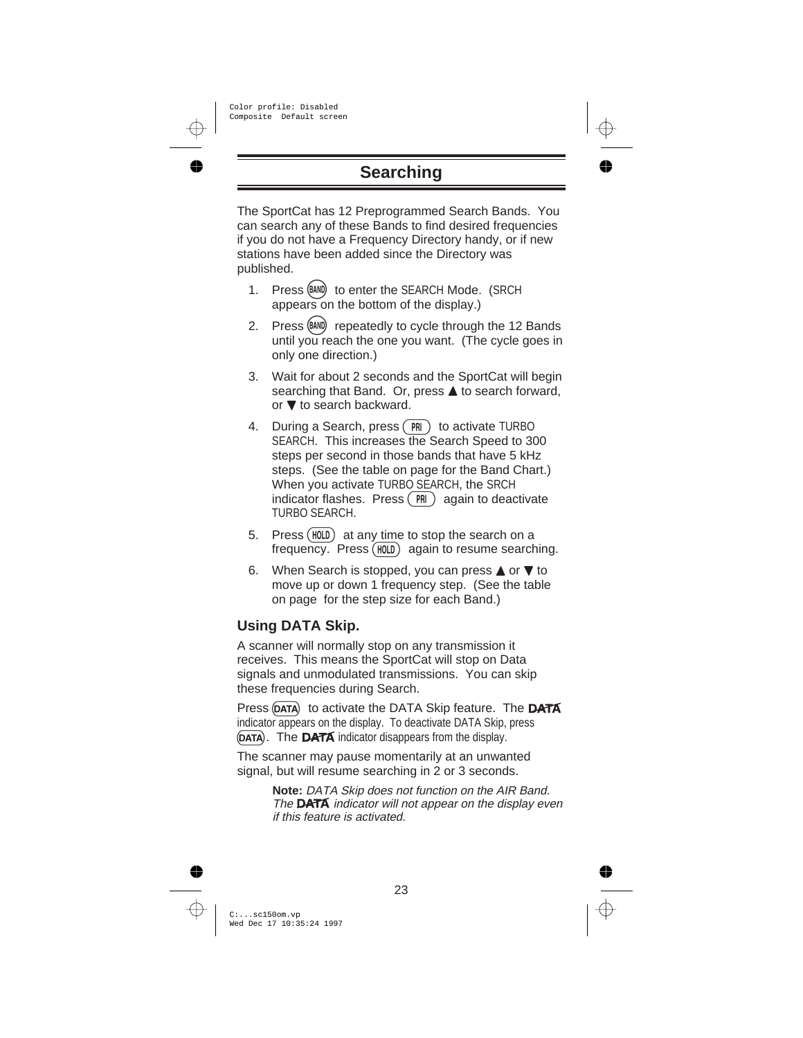# Searching

The SportCat has 12 Preprogrammed Search Bands. You can search any of these Bands to find desired frequencies if you do not have a Frequency Directory handy, or if new stations have been added since the Directory was published.

1. Press BAND to enter the SEARCH Mode. (SRCH appears on the bottom of the display.)
2. Press BAND repeatedly to cycle through the 12 Bands until you reach the one you want. (The cycle goes in only one direction.)
3. Wait for about 2 seconds and the SportCat will begin searching that Band. Or, press ▲ to search forward, or ▼ to search backward.
4. During a Search, press PRI to activate TURBO SEARCH. This increases the Search Speed to 300 steps per second in those bands that have 5 kHz steps. (See the table on page for the Band Chart.) When you activate TURBO SEARCH, the SRCH indicator flashes. Press PRI again to deactivate TURBO SEARCH.
5. Press HOLD at any time to stop the search on a frequency. Press HOLD again to resume searching.
6. When Search is stopped, you can press ▲ or ▼ to move up or down 1 frequency step. (See the table on page for the step size for each Band.)

## Using DATA Skip.

A scanner will normally stop on any transmission it receives. This means the SportCat will stop on Data signals and unmodulated transmissions. You can skip these frequencies during Search.

Press DATA to activate the DATA Skip feature. The **DATA** indicator appears on the display. To deactivate DATA Skip, press DATA. The **DATA** indicator disappears from the display.

The scanner may pause momentarily at an unwanted signal, but will resume searching in 2 or 3 seconds.

> **Note:** *DATA Skip does not function on the AIR Band. The* **DATA** *indicator will not appear on the display even if this feature is activated.*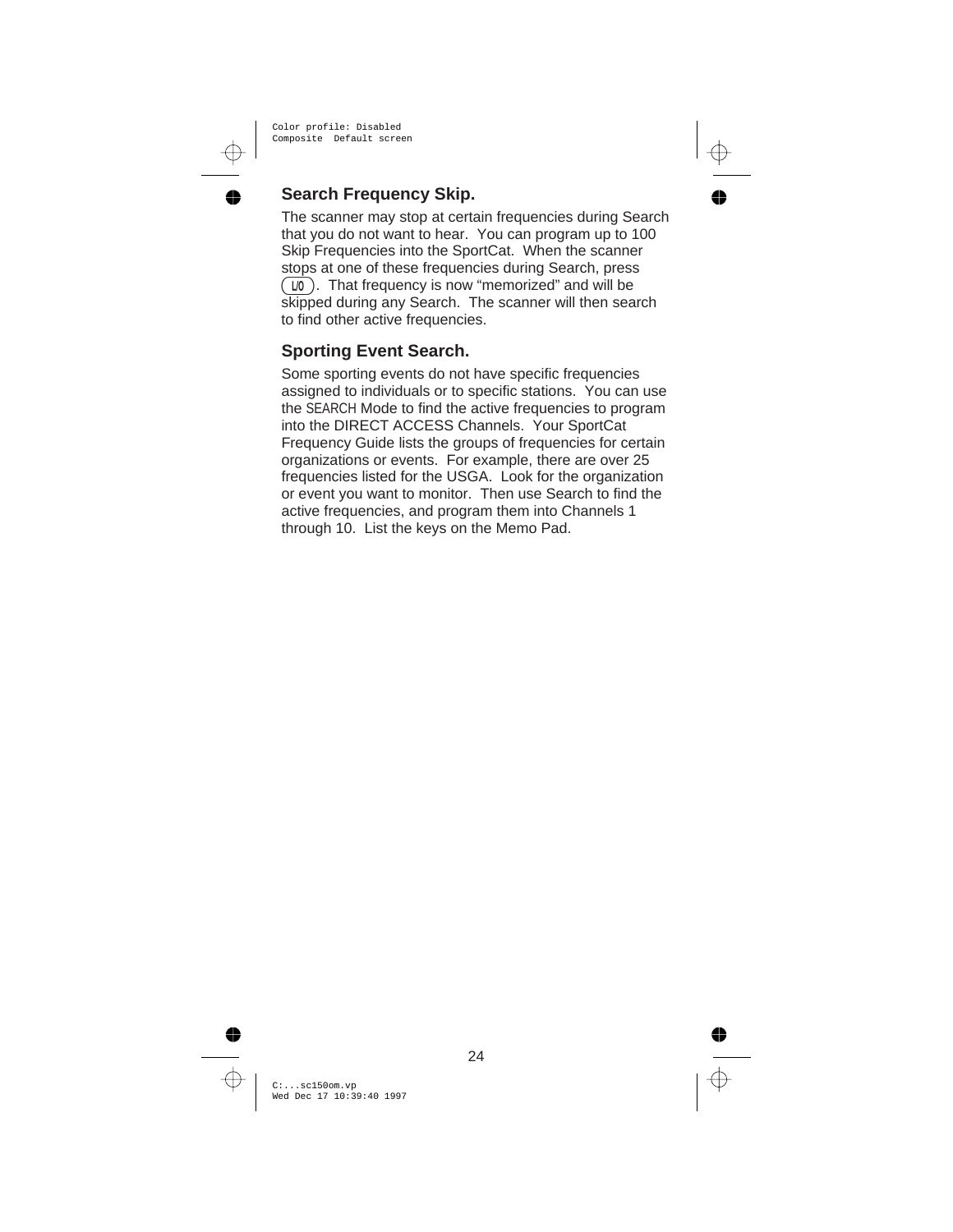## Search Frequency Skip.

The scanner may stop at certain frequencies during Search that you do not want to hear. You can program up to 100 Skip Frequencies into the SportCat. When the scanner stops at one of these frequencies during Search, press (L/O). That frequency is now "memorized" and will be skipped during any Search. The scanner will then search to find other active frequencies.

## Sporting Event Search.

Some sporting events do not have specific frequencies assigned to individuals or to specific stations. You can use the SEARCH Mode to find the active frequencies to program into the DIRECT ACCESS Channels. Your SportCat Frequency Guide lists the groups of frequencies for certain organizations or events. For example, there are over 25 frequencies listed for the USGA. Look for the organization or event you want to monitor. Then use Search to find the active frequencies, and program them into Channels 1 through 10. List the keys on the Memo Pad.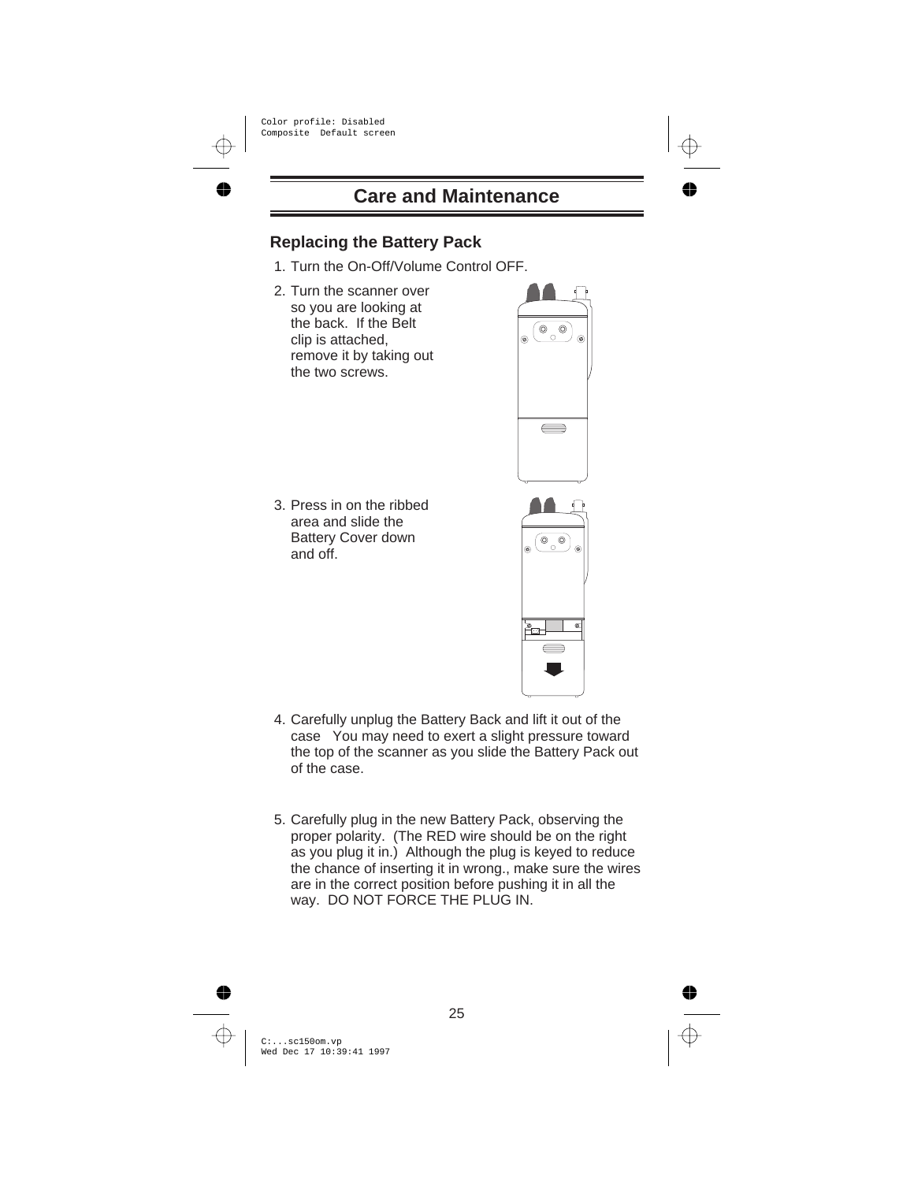# Care and Maintenance

## Replacing the Battery Pack

1. Turn the On-Off/Volume Control OFF.
2. Turn the scanner over so you are looking at the back. If the Belt clip is attached, remove it by taking out the two screws.
3. Press in on the ribbed area and slide the Battery Cover down and off.
4. Carefully unplug the Battery Back and lift it out of the case You may need to exert a slight pressure toward the top of the scanner as you slide the Battery Pack out of the case.
5. Carefully plug in the new Battery Pack, observing the proper polarity. (The RED wire should be on the right as you plug it in.) Although the plug is keyed to reduce the chance of inserting it in wrong., make sure the wires are in the correct position before pushing it in all the way. DO NOT FORCE THE PLUG IN.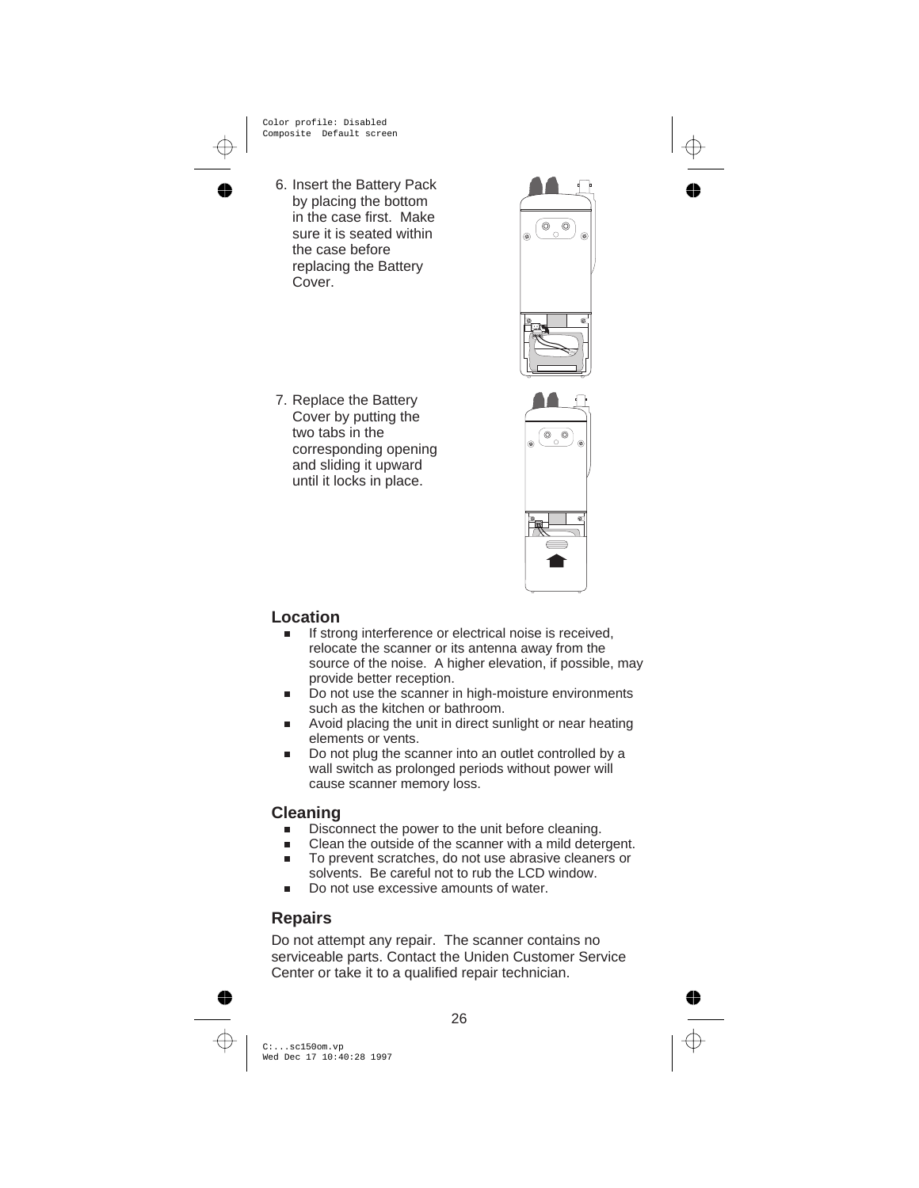6. Insert the Battery Pack by placing the bottom in the case first. Make sure it is seated within the case before replacing the Battery Cover.

7. Replace the Battery Cover by putting the two tabs in the corresponding opening and sliding it upward until it locks in place.

## Location

- If strong interference or electrical noise is received, relocate the scanner or its antenna away from the source of the noise. A higher elevation, if possible, may provide better reception.
- Do not use the scanner in high-moisture environments such as the kitchen or bathroom.
- Avoid placing the unit in direct sunlight or near heating elements or vents.
- Do not plug the scanner into an outlet controlled by a wall switch as prolonged periods without power will cause scanner memory loss.

## Cleaning

- Disconnect the power to the unit before cleaning.
- Clean the outside of the scanner with a mild detergent.
- To prevent scratches, do not use abrasive cleaners or solvents. Be careful not to rub the LCD window.
- Do not use excessive amounts of water.

## Repairs

Do not attempt any repair. The scanner contains no serviceable parts. Contact the Uniden Customer Service Center or take it to a qualified repair technician.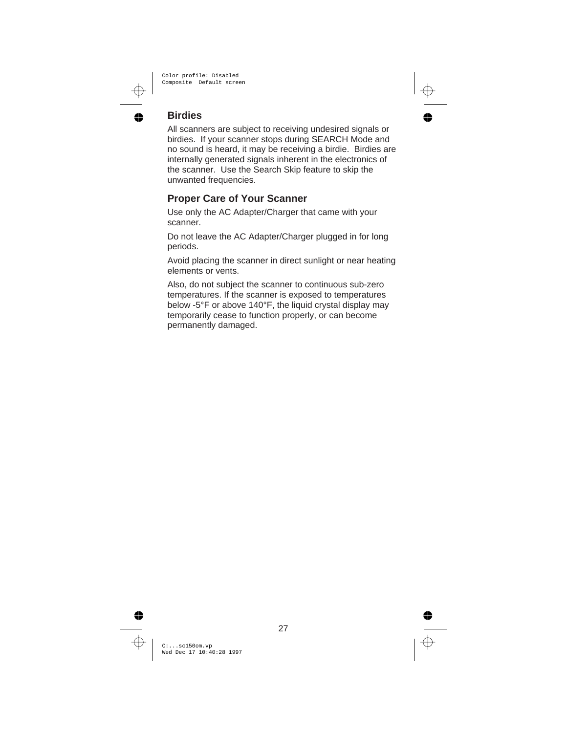## Birdies

All scanners are subject to receiving undesired signals or birdies. If your scanner stops during SEARCH Mode and no sound is heard, it may be receiving a birdie. Birdies are internally generated signals inherent in the electronics of the scanner. Use the Search Skip feature to skip the unwanted frequencies.

## Proper Care of Your Scanner

Use only the AC Adapter/Charger that came with your scanner.

Do not leave the AC Adapter/Charger plugged in for long periods.

Avoid placing the scanner in direct sunlight or near heating elements or vents.

Also, do not subject the scanner to continuous sub-zero temperatures. If the scanner is exposed to temperatures below -5°F or above 140°F, the liquid crystal display may temporarily cease to function properly, or can become permanently damaged.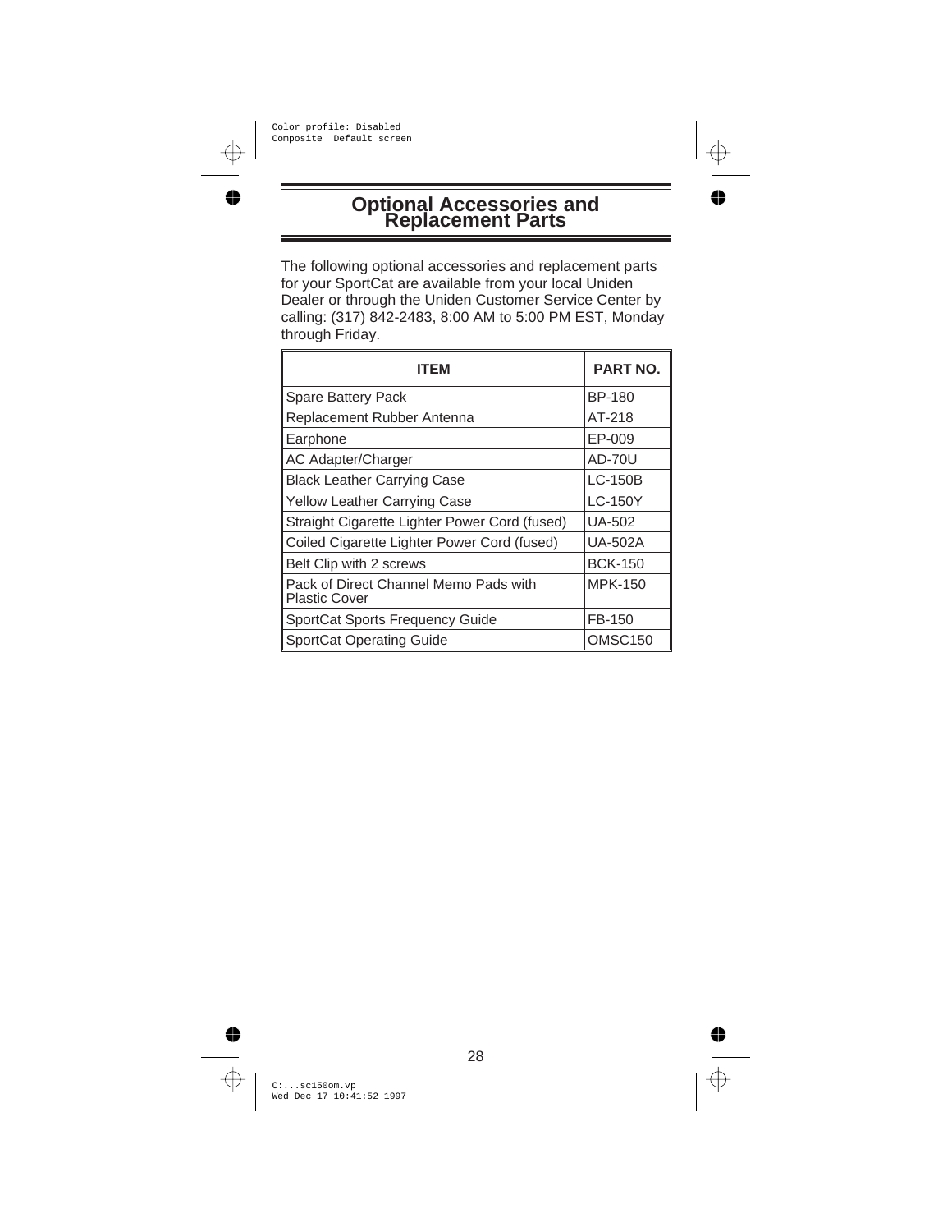# Optional Accessories and Replacement Parts

The following optional accessories and replacement parts for your SportCat are available from your local Uniden Dealer or through the Uniden Customer Service Center by calling: (317) 842-2483, 8:00 AM to 5:00 PM EST, Monday through Friday.

| ITEM | PART NO. |
|---|---|
| Spare Battery Pack | BP-180 |
| Replacement Rubber Antenna | AT-218 |
| Earphone | EP-009 |
| AC Adapter/Charger | AD-70U |
| Black Leather Carrying Case | LC-150B |
| Yellow Leather Carrying Case | LC-150Y |
| Straight Cigarette Lighter Power Cord (fused) | UA-502 |
| Coiled Cigarette Lighter Power Cord (fused) | UA-502A |
| Belt Clip with 2 screws | BCK-150 |
| Pack of Direct Channel Memo Pads with Plastic Cover | MPK-150 |
| SportCat Sports Frequency Guide | FB-150 |
| SportCat Operating Guide | OMSC150 |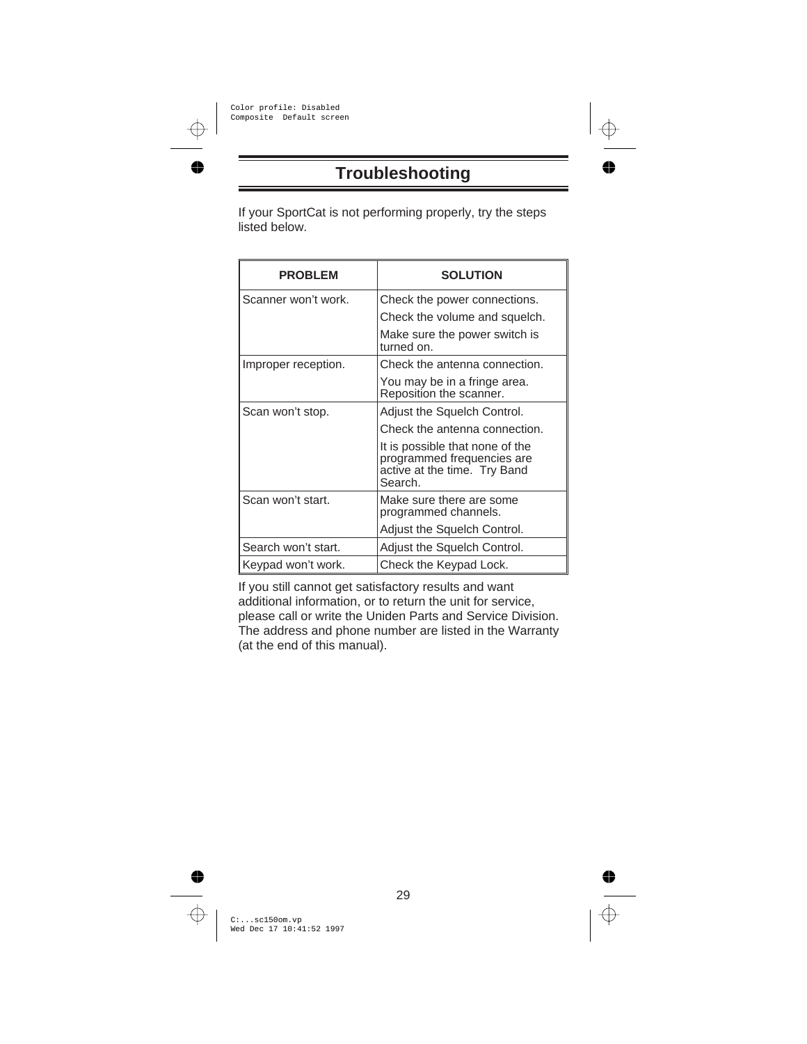# Troubleshooting

If your SportCat is not performing properly, try the steps listed below.

| PROBLEM | SOLUTION |
|---|---|
| Scanner won't work. | Check the power connections. |
| | Check the volume and squelch. |
| | Make sure the power switch is turned on. |
| Improper reception. | Check the antenna connection. |
| | You may be in a fringe area. Reposition the scanner. |
| Scan won't stop. | Adjust the Squelch Control. |
| | Check the antenna connection. |
| | It is possible that none of the programmed frequencies are active at the time. Try Band Search. |
| Scan won't start. | Make sure there are some programmed channels. |
| | Adjust the Squelch Control. |
| Search won't start. | Adjust the Squelch Control. |
| Keypad won't work. | Check the Keypad Lock. |

If you still cannot get satisfactory results and want additional information, or to return the unit for service, please call or write the Uniden Parts and Service Division. The address and phone number are listed in the Warranty (at the end of this manual).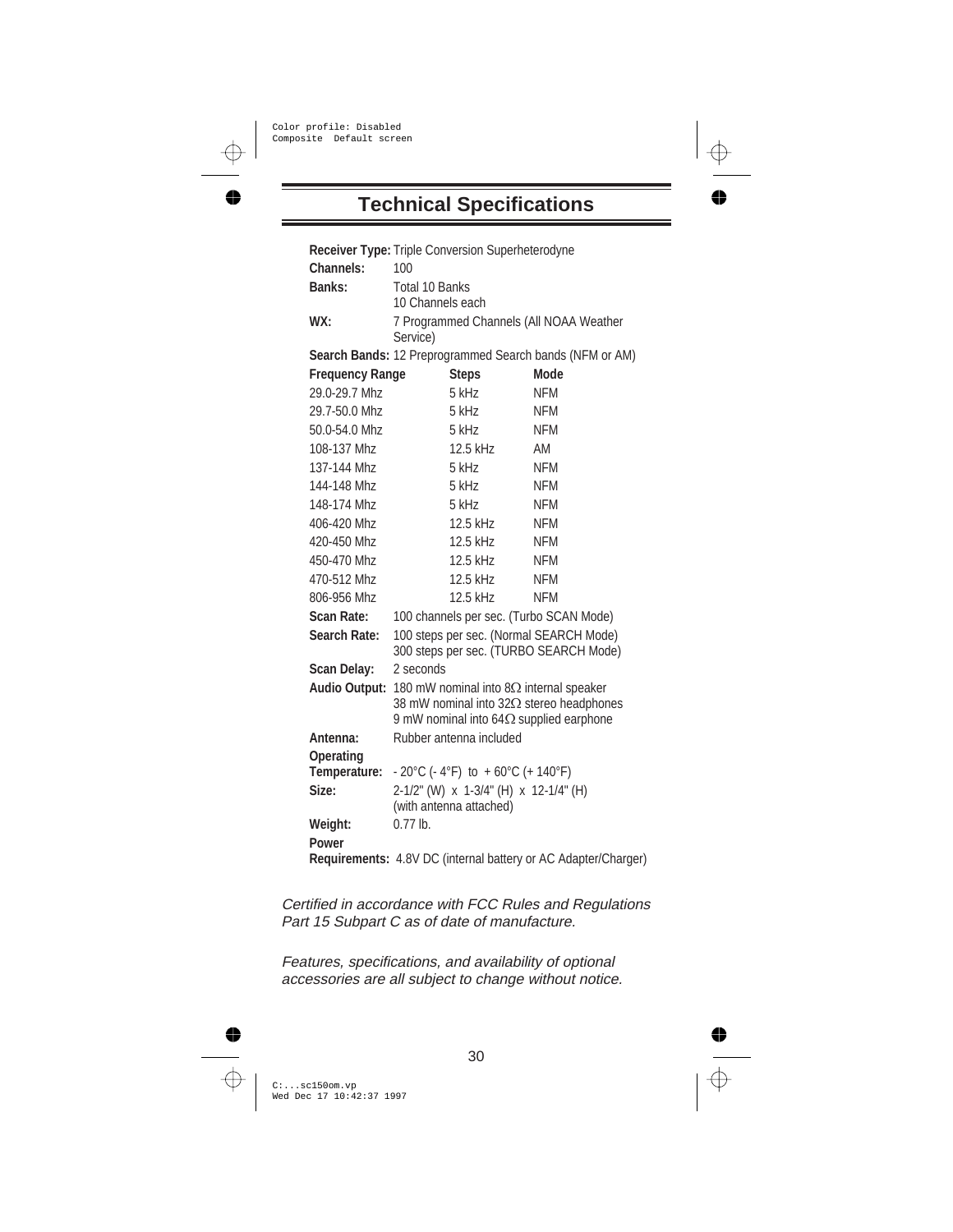# Technical Specifications

**Receiver Type:** Triple Conversion Superheterodyne

**Channels:** 100

**Banks:** Total 10 Banks
10 Channels each

**WX:** 7 Programmed Channels (All NOAA Weather Service)

**Search Bands:** 12 Preprogrammed Search bands (NFM or AM)

| Frequency Range | Steps | Mode |
|---|---|---|
| 29.0-29.7 Mhz | 5 kHz | NFM |
| 29.7-50.0 Mhz | 5 kHz | NFM |
| 50.0-54.0 Mhz | 5 kHz | NFM |
| 108-137 Mhz | 12.5 kHz | AM |
| 137-144 Mhz | 5 kHz | NFM |
| 144-148 Mhz | 5 kHz | NFM |
| 148-174 Mhz | 5 kHz | NFM |
| 406-420 Mhz | 12.5 kHz | NFM |
| 420-450 Mhz | 12.5 kHz | NFM |
| 450-470 Mhz | 12.5 kHz | NFM |
| 470-512 Mhz | 12.5 kHz | NFM |
| 806-956 Mhz | 12.5 kHz | NFM |

**Scan Rate:** 100 channels per sec. (Turbo SCAN Mode)

**Search Rate:** 100 steps per sec. (Normal SEARCH Mode)
300 steps per sec. (TURBO SEARCH Mode)

**Scan Delay:** 2 seconds

**Audio Output:** 180 mW nominal into 8Ω internal speaker
38 mW nominal into 32Ω stereo headphones
9 mW nominal into 64Ω supplied earphone

**Antenna:** Rubber antenna included

**Operating Temperature:** - 20°C (- 4°F) to + 60°C (+ 140°F)

**Size:** 2-1/2" (W) x 1-3/4" (H) x 12-1/4" (H)
(with antenna attached)

**Weight:** 0.77 lb.

**Power Requirements:** 4.8V DC (internal battery or AC Adapter/Charger)

*Certified in accordance with FCC Rules and Regulations Part 15 Subpart C as of date of manufacture.*

*Features, specifications, and availability of optional accessories are all subject to change without notice.*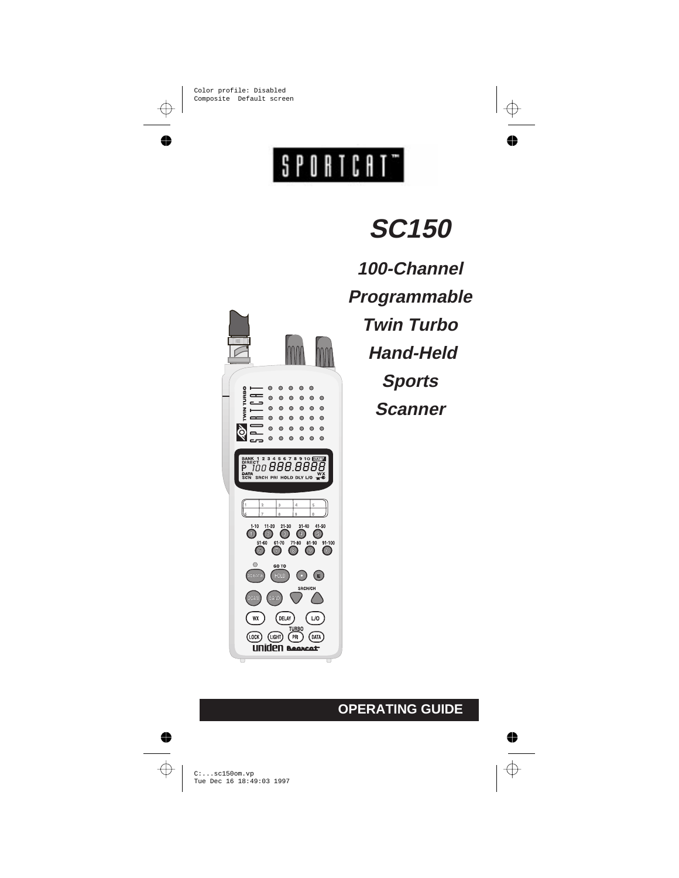# SC150

***100-Channel***

***Programmable***

***Twin Turbo***

***Hand-Held***

***Sports***

***Scanner***

**OPERATING GUIDE**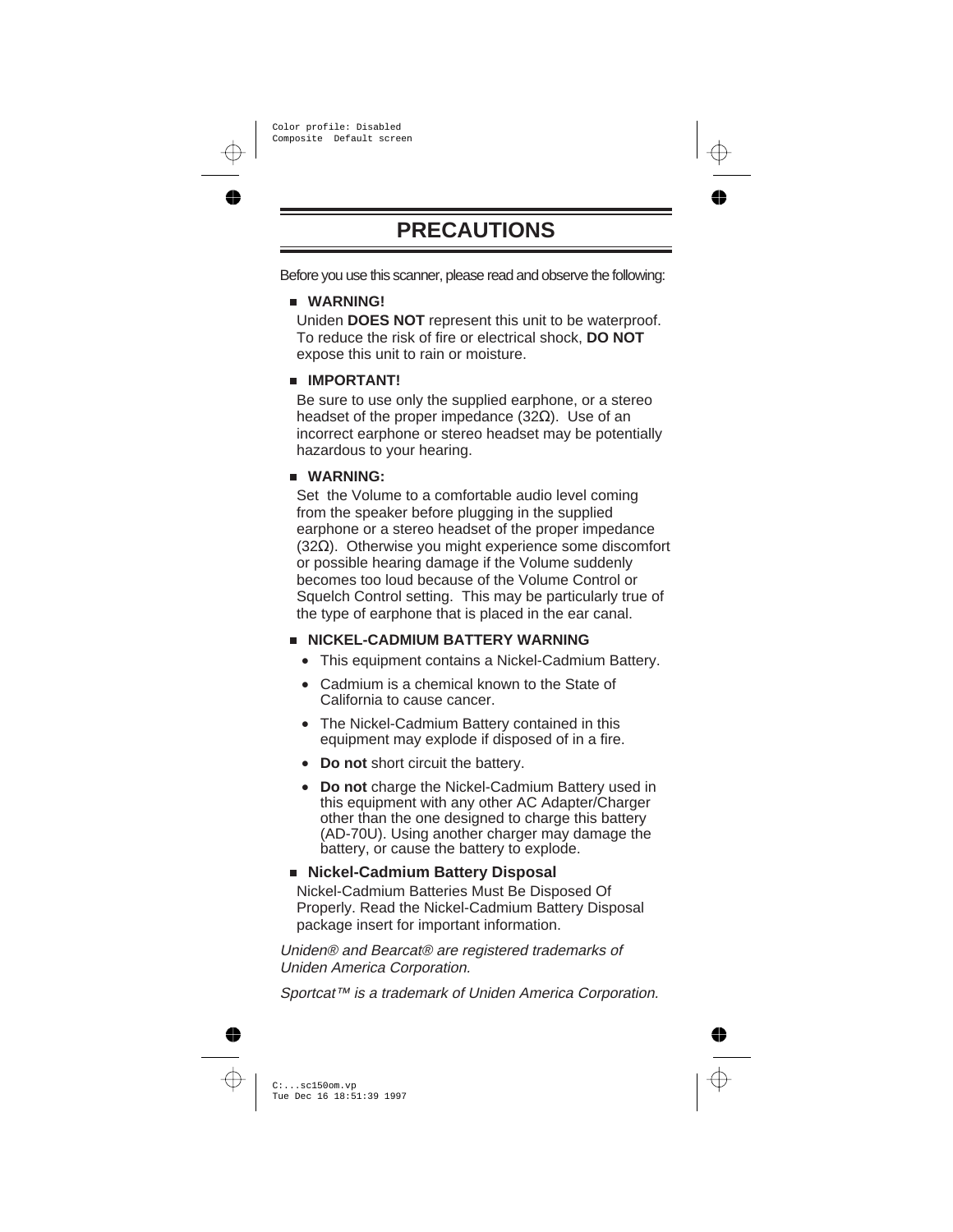# PRECAUTIONS

Before you use this scanner, please read and observe the following:

- **WARNING!**

  Uniden **DOES NOT** represent this unit to be waterproof. To reduce the risk of fire or electrical shock, **DO NOT** expose this unit to rain or moisture.

- **IMPORTANT!**

  Be sure to use only the supplied earphone, or a stereo headset of the proper impedance (32Ω). Use of an incorrect earphone or stereo headset may be potentially hazardous to your hearing.

- **WARNING:**

  Set the Volume to a comfortable audio level coming from the speaker before plugging in the supplied earphone or a stereo headset of the proper impedance (32Ω). Otherwise you might experience some discomfort or possible hearing damage if the Volume suddenly becomes too loud because of the Volume Control or Squelch Control setting. This may be particularly true of the type of earphone that is placed in the ear canal.

- **NICKEL-CADMIUM BATTERY WARNING**
  - This equipment contains a Nickel-Cadmium Battery.
  - Cadmium is a chemical known to the State of California to cause cancer.
  - The Nickel-Cadmium Battery contained in this equipment may explode if disposed of in a fire.
  - **Do not** short circuit the battery.
  - **Do not** charge the Nickel-Cadmium Battery used in this equipment with any other AC Adapter/Charger other than the one designed to charge this battery (AD-70U). Using another charger may damage the battery, or cause the battery to explode.

- **Nickel-Cadmium Battery Disposal**

  Nickel-Cadmium Batteries Must Be Disposed Of Properly. Read the Nickel-Cadmium Battery Disposal package insert for important information.

*Uniden® and Bearcat® are registered trademarks of Uniden America Corporation.*

*Sportcat™ is a trademark of Uniden America Corporation.*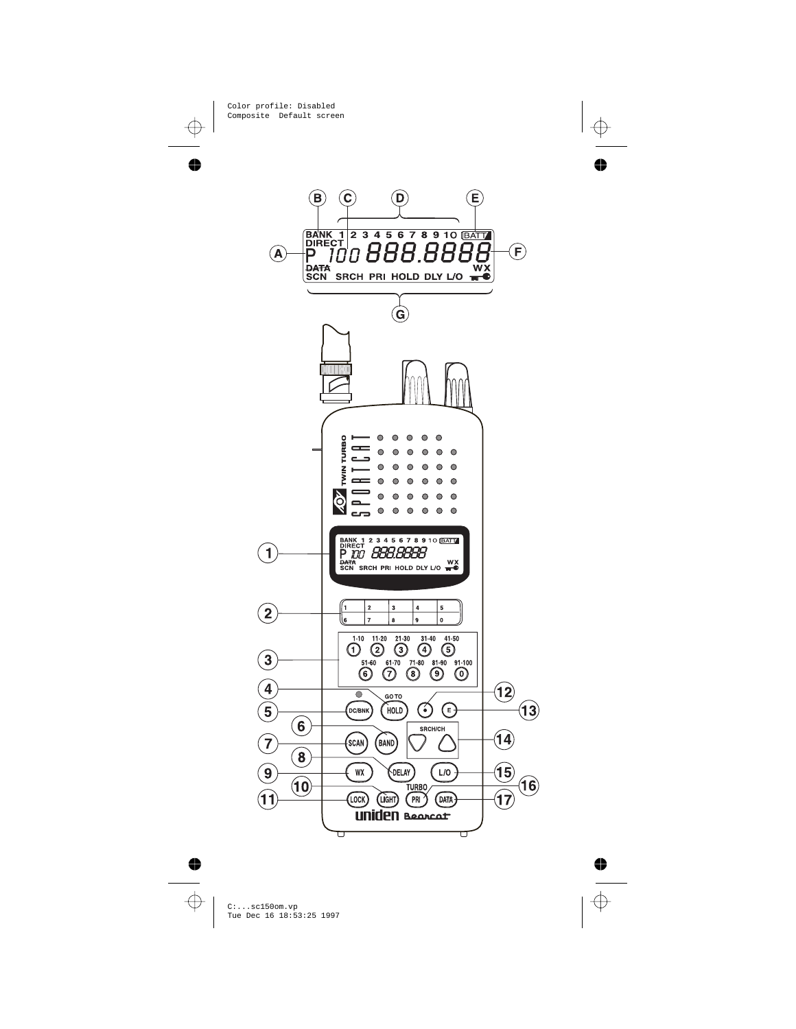A B C D E F G

BANK 1 2 3 4 5 6 7 8 9 10 BATT

DIRECT

P 100 888.8888

DATA

SCN SRCH PRI HOLD DLY L/O WX

TWIN TURBO

SPORTCAT

1 2 3 4 5 6 7 8 9 0

1-10 11-20 21-30 31-40 41-50

51-60 61-70 71-80 81-90 91-100

GO TO

DC/BNK HOLD • E

BAND

SRCH/CH

SCAN

DELAY

WX L/O

TURBO

LOCK LIGHT PRI DATA

uniden Bearcat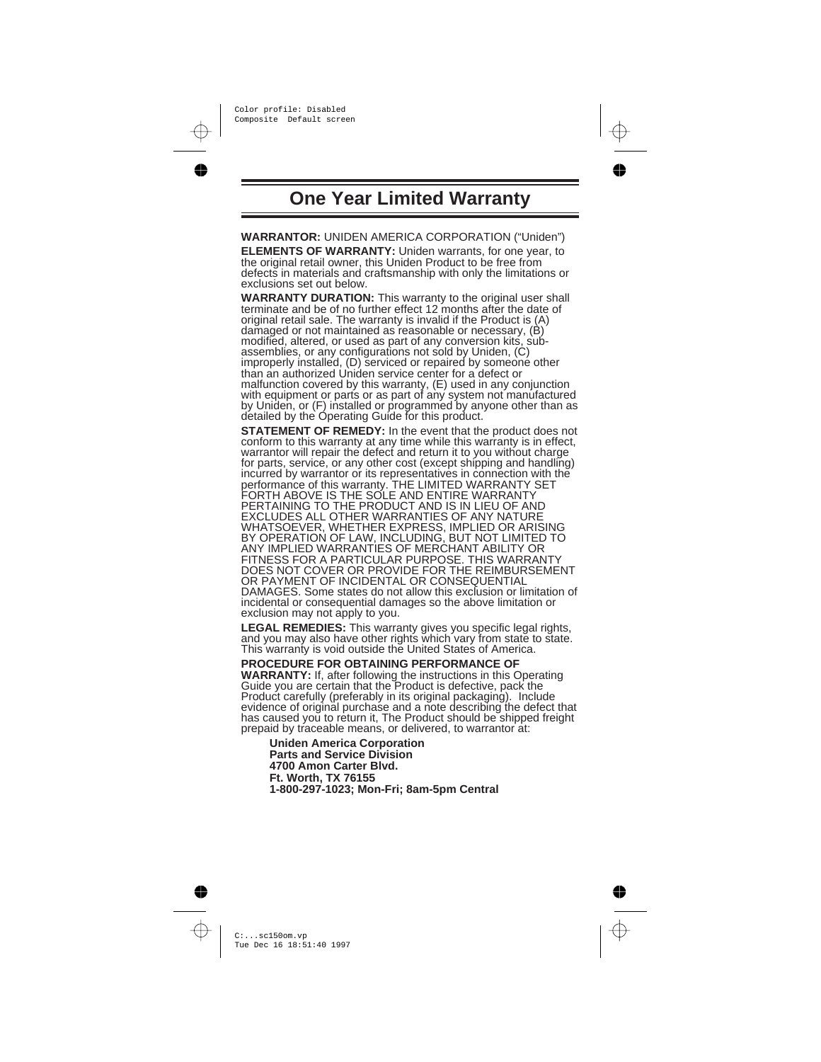# One Year Limited Warranty

**WARRANTOR:** UNIDEN AMERICA CORPORATION ("Uniden")

**ELEMENTS OF WARRANTY:** Uniden warrants, for one year, to the original retail owner, this Uniden Product to be free from defects in materials and craftsmanship with only the limitations or exclusions set out below.

**WARRANTY DURATION:** This warranty to the original user shall terminate and be of no further effect 12 months after the date of original retail sale. The warranty is invalid if the Product is (A) damaged or not maintained as reasonable or necessary, (B) modified, altered, or used as part of any conversion kits, sub-assemblies, or any configurations not sold by Uniden, (C) improperly installed, (D) serviced or repaired by someone other than an authorized Uniden service center for a defect or malfunction covered by this warranty, (E) used in any conjunction with equipment or parts or as part of any system not manufactured by Uniden, or (F) installed or programmed by anyone other than as detailed by the Operating Guide for this product.

**STATEMENT OF REMEDY:** In the event that the product does not conform to this warranty at any time while this warranty is in effect, warrantor will repair the defect and return it to you without charge for parts, service, or any other cost (except shipping and handling) incurred by warrantor or its representatives in connection with the performance of this warranty. THE LIMITED WARRANTY SET FORTH ABOVE IS THE SOLE AND ENTIRE WARRANTY PERTAINING TO THE PRODUCT AND IS IN LIEU OF AND EXCLUDES ALL OTHER WARRANTIES OF ANY NATURE WHATSOEVER, WHETHER EXPRESS, IMPLIED OR ARISING BY OPERATION OF LAW, INCLUDING, BUT NOT LIMITED TO ANY IMPLIED WARRANTIES OF MERCHANT ABILITY OR FITNESS FOR A PARTICULAR PURPOSE. THIS WARRANTY DOES NOT COVER OR PROVIDE FOR THE REIMBURSEMENT OR PAYMENT OF INCIDENTAL OR CONSEQUENTIAL DAMAGES. Some states do not allow this exclusion or limitation of incidental or consequential damages so the above limitation or exclusion may not apply to you.

**LEGAL REMEDIES:** This warranty gives you specific legal rights, and you may also have other rights which vary from state to state. This warranty is void outside the United States of America.

**PROCEDURE FOR OBTAINING PERFORMANCE OF WARRANTY:** If, after following the instructions in this Operating Guide you are certain that the Product is defective, pack the Product carefully (preferably in its original packaging). Include evidence of original purchase and a note describing the defect that has caused you to return it, The Product should be shipped freight prepaid by traceable means, or delivered, to warrantor at:

**Uniden America Corporation**
**Parts and Service Division**
**4700 Amon Carter Blvd.**
**Ft. Worth, TX 76155**
**1-800-297-1023; Mon-Fri; 8am-5pm Central**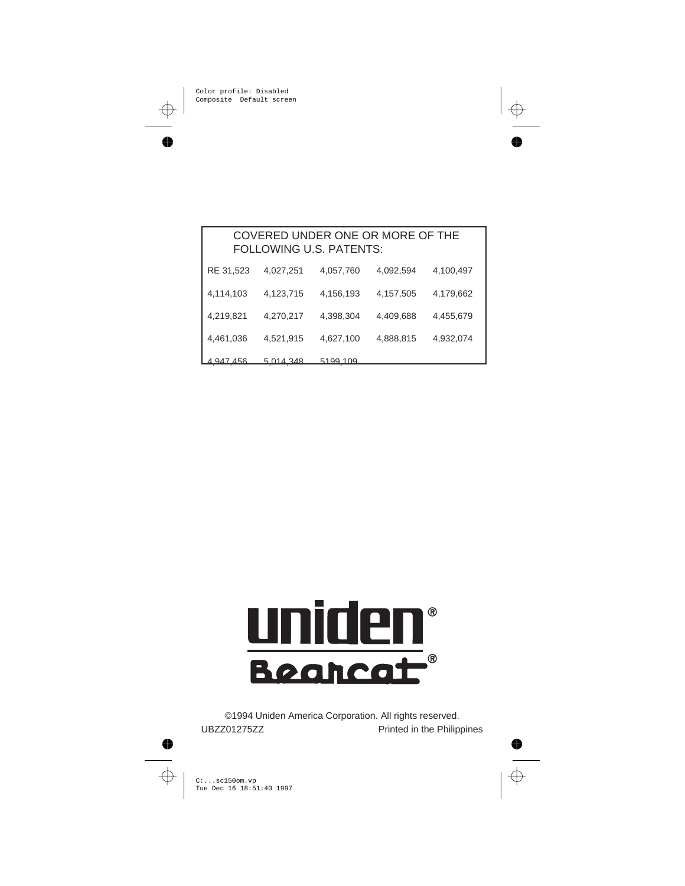COVERED UNDER ONE OR MORE OF THE FOLLOWING U.S. PATENTS:

| | | | | |
|---|---|---|---|---|
| RE 31,523 | 4,027,251 | 4,057,760 | 4,092,594 | 4,100,497 |
| 4,114,103 | 4,123,715 | 4,156,193 | 4,157,505 | 4,179,662 |
| 4,219,821 | 4,270,217 | 4,398,304 | 4,409,688 | 4,455,679 |
| 4,461,036 | 4,521,915 | 4,627,100 | 4,888,815 | 4,932,074 |
| 4,947,456 | 5,014,348 | 5199,109 | | |

uniden®

Bearcat®

©1994 Uniden America Corporation. All rights reserved.

UBZZ01275ZZ

Printed in the Philippines